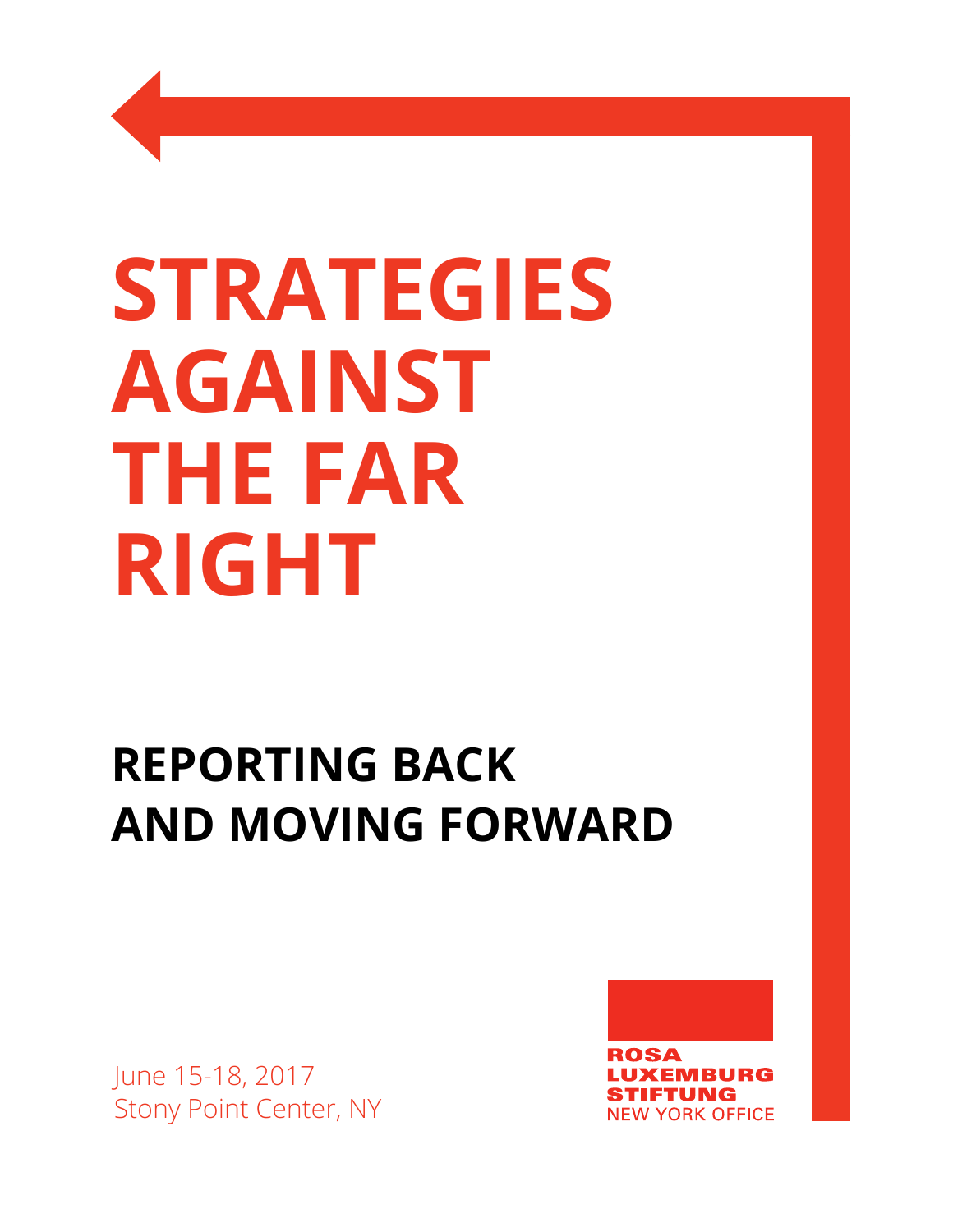# STRATEGIES AGAINST THE FAR RIGHT

## REPORTING BACK AND MOVING FORWARD

June 15-18, 2017
Stony Point Center, NY

ROSA LUXEMBURG STIFTUNG
NEW YORK OFFICE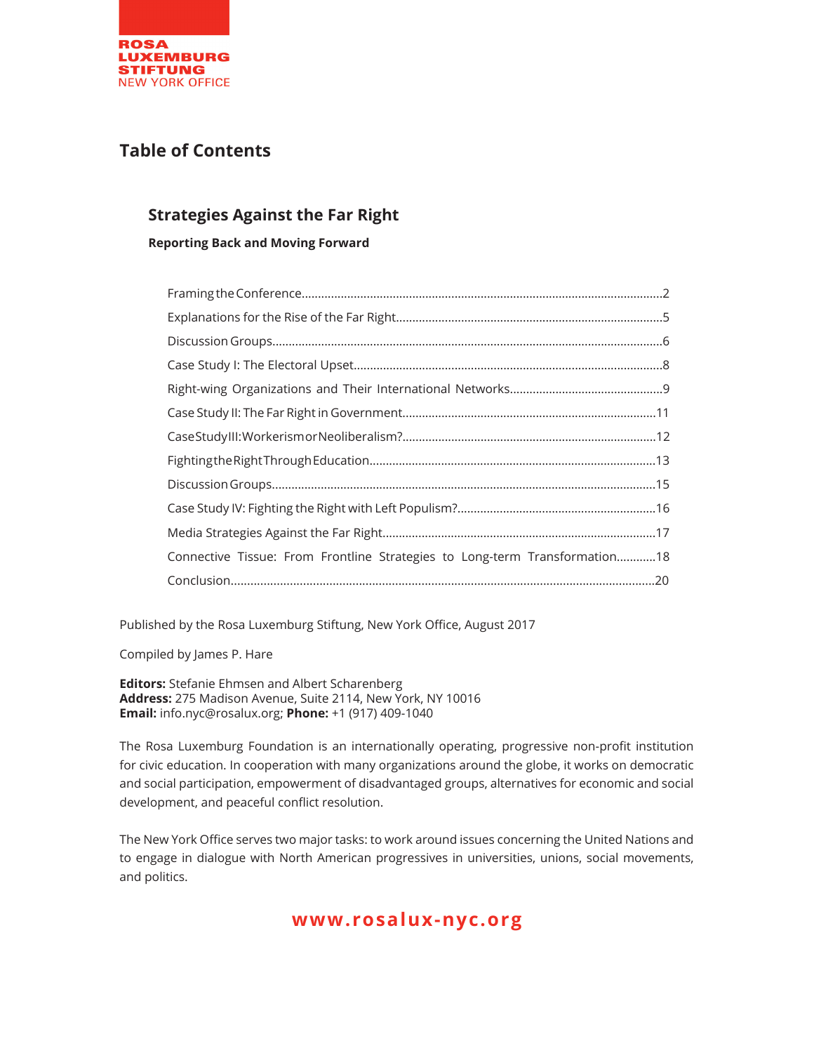ROSA LUXEMBURG STIFTUNG
NEW YORK OFFICE

# Table of Contents

## Strategies Against the Far Right

### Reporting Back and Moving Forward

Framing the Conference..........2
Explanations for the Rise of the Far Right..........5
Discussion Groups..........6
Case Study I: The Electoral Upset..........8
Right-wing Organizations and Their International Networks..........9
Case Study II: The Far Right in Government..........11
Case Study III: Workerism or Neoliberalism?..........12
Fighting the Right Through Education..........13
Discussion Groups..........15
Case Study IV: Fighting the Right with Left Populism?..........16
Media Strategies Against the Far Right..........17
Connective Tissue: From Frontline Strategies to Long-term Transformation..........18
Conclusion..........20

Published by the Rosa Luxemburg Stiftung, New York Office, August 2017

Compiled by James P. Hare

**Editors:** Stefanie Ehmsen and Albert Scharenberg
**Address:** 275 Madison Avenue, Suite 2114, New York, NY 10016
**Email:** info.nyc@rosalux.org; **Phone:** +1 (917) 409-1040

The Rosa Luxemburg Foundation is an internationally operating, progressive non-profit institution for civic education. In cooperation with many organizations around the globe, it works on democratic and social participation, empowerment of disadvantaged groups, alternatives for economic and social development, and peaceful conflict resolution.

The New York Office serves two major tasks: to work around issues concerning the United Nations and to engage in dialogue with North American progressives in universities, unions, social movements, and politics.

**www.rosalux-nyc.org**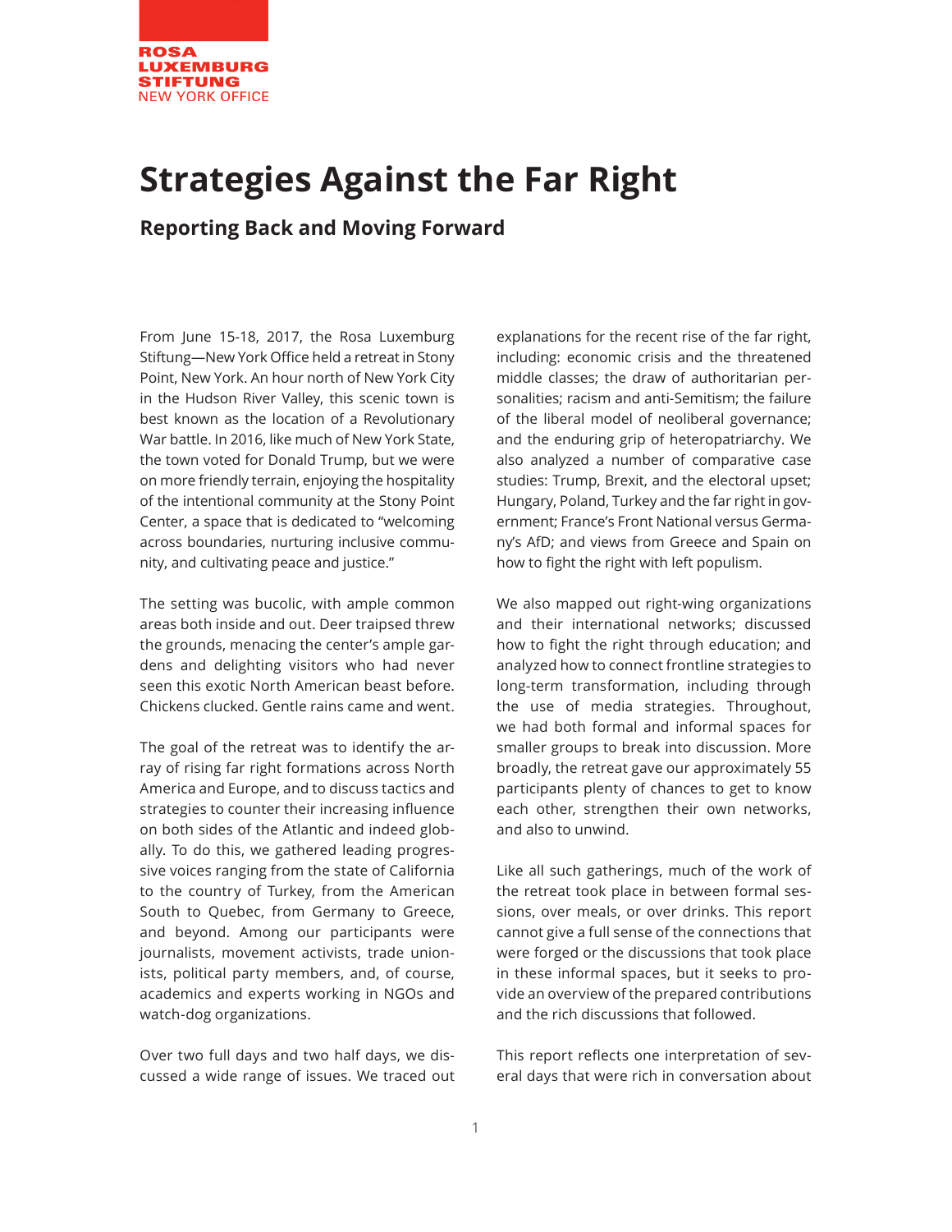# Strategies Against the Far Right

## Reporting Back and Moving Forward

From June 15-18, 2017, the Rosa Luxemburg Stiftung—New York Office held a retreat in Stony Point, New York. An hour north of New York City in the Hudson River Valley, this scenic town is best known as the location of a Revolutionary War battle. In 2016, like much of New York State, the town voted for Donald Trump, but we were on more friendly terrain, enjoying the hospitality of the intentional community at the Stony Point Center, a space that is dedicated to "welcoming across boundaries, nurturing inclusive community, and cultivating peace and justice."

The setting was bucolic, with ample common areas both inside and out. Deer traipsed threw the grounds, menacing the center's ample gardens and delighting visitors who had never seen this exotic North American beast before. Chickens clucked. Gentle rains came and went.

The goal of the retreat was to identify the array of rising far right formations across North America and Europe, and to discuss tactics and strategies to counter their increasing influence on both sides of the Atlantic and indeed globally. To do this, we gathered leading progressive voices ranging from the state of California to the country of Turkey, from the American South to Quebec, from Germany to Greece, and beyond. Among our participants were journalists, movement activists, trade unionists, political party members, and, of course, academics and experts working in NGOs and watch-dog organizations.

Over two full days and two half days, we discussed a wide range of issues. We traced out explanations for the recent rise of the far right, including: economic crisis and the threatened middle classes; the draw of authoritarian personalities; racism and anti-Semitism; the failure of the liberal model of neoliberal governance; and the enduring grip of heteropatriarchy. We also analyzed a number of comparative case studies: Trump, Brexit, and the electoral upset; Hungary, Poland, Turkey and the far right in government; France's Front National versus Germany's AfD; and views from Greece and Spain on how to fight the right with left populism.

We also mapped out right-wing organizations and their international networks; discussed how to fight the right through education; and analyzed how to connect frontline strategies to long-term transformation, including through the use of media strategies. Throughout, we had both formal and informal spaces for smaller groups to break into discussion. More broadly, the retreat gave our approximately 55 participants plenty of chances to get to know each other, strengthen their own networks, and also to unwind.

Like all such gatherings, much of the work of the retreat took place in between formal sessions, over meals, or over drinks. This report cannot give a full sense of the connections that were forged or the discussions that took place in these informal spaces, but it seeks to provide an overview of the prepared contributions and the rich discussions that followed.

This report reflects one interpretation of several days that were rich in conversation about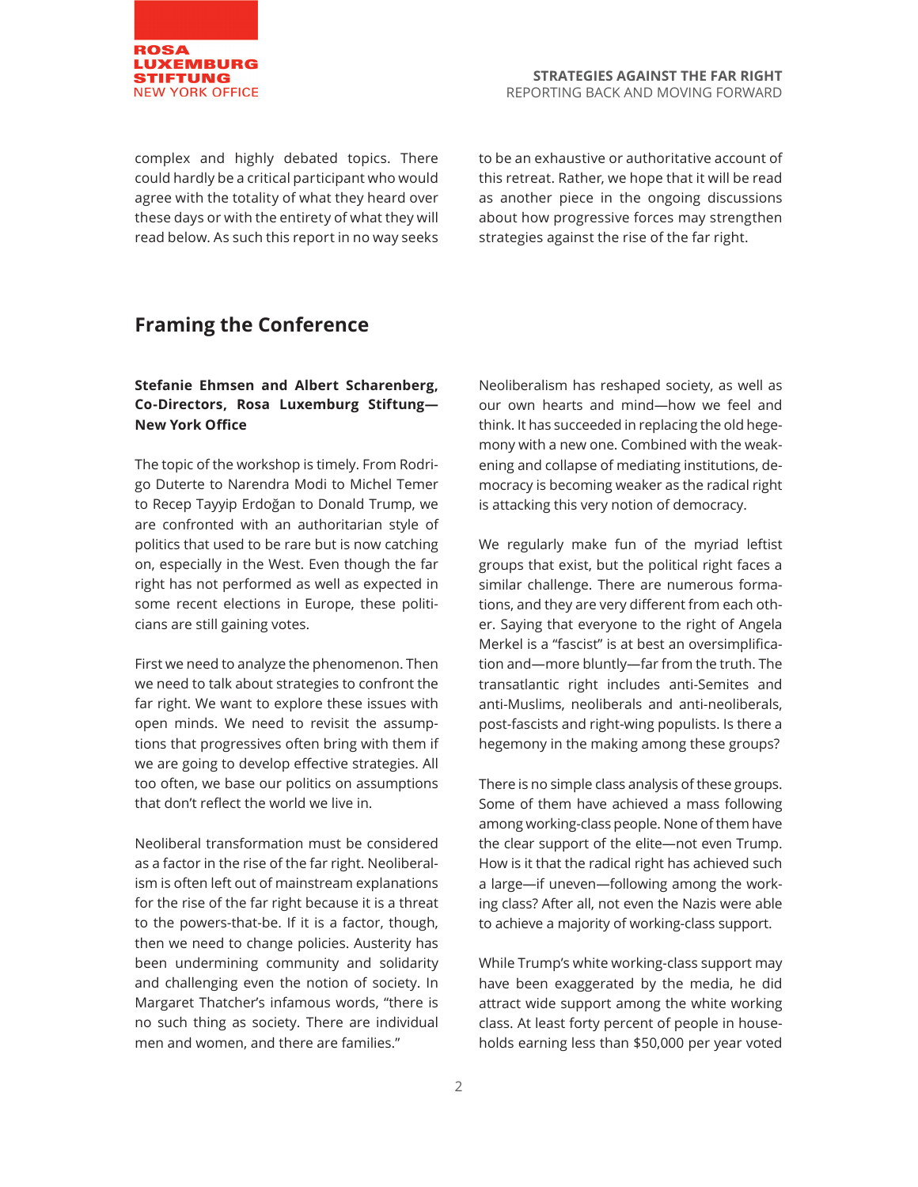complex and highly debated topics. There could hardly be a critical participant who would agree with the totality of what they heard over these days or with the entirety of what they will read below. As such this report in no way seeks to be an exhaustive or authoritative account of this retreat. Rather, we hope that it will be read as another piece in the ongoing discussions about how progressive forces may strengthen strategies against the rise of the far right.

## Framing the Conference

**Stefanie Ehmsen and Albert Scharenberg, Co-Directors, Rosa Luxemburg Stiftung—New York Office**

The topic of the workshop is timely. From Rodrigo Duterte to Narendra Modi to Michel Temer to Recep Tayyip Erdoğan to Donald Trump, we are confronted with an authoritarian style of politics that used to be rare but is now catching on, especially in the West. Even though the far right has not performed as well as expected in some recent elections in Europe, these politicians are still gaining votes.

First we need to analyze the phenomenon. Then we need to talk about strategies to confront the far right. We want to explore these issues with open minds. We need to revisit the assumptions that progressives often bring with them if we are going to develop effective strategies. All too often, we base our politics on assumptions that don't reflect the world we live in.

Neoliberal transformation must be considered as a factor in the rise of the far right. Neoliberalism is often left out of mainstream explanations for the rise of the far right because it is a threat to the powers-that-be. If it is a factor, though, then we need to change policies. Austerity has been undermining community and solidarity and challenging even the notion of society. In Margaret Thatcher's infamous words, "there is no such thing as society. There are individual men and women, and there are families."

Neoliberalism has reshaped society, as well as our own hearts and mind—how we feel and think. It has succeeded in replacing the old hegemony with a new one. Combined with the weakening and collapse of mediating institutions, democracy is becoming weaker as the radical right is attacking this very notion of democracy.

We regularly make fun of the myriad leftist groups that exist, but the political right faces a similar challenge. There are numerous formations, and they are very different from each other. Saying that everyone to the right of Angela Merkel is a "fascist" is at best an oversimplification and—more bluntly—far from the truth. The transatlantic right includes anti-Semites and anti-Muslims, neoliberals and anti-neoliberals, post-fascists and right-wing populists. Is there a hegemony in the making among these groups?

There is no simple class analysis of these groups. Some of them have achieved a mass following among working-class people. None of them have the clear support of the elite—not even Trump. How is it that the radical right has achieved such a large—if uneven—following among the working class? After all, not even the Nazis were able to achieve a majority of working-class support.

While Trump's white working-class support may have been exaggerated by the media, he did attract wide support among the white working class. At least forty percent of people in households earning less than $50,000 per year voted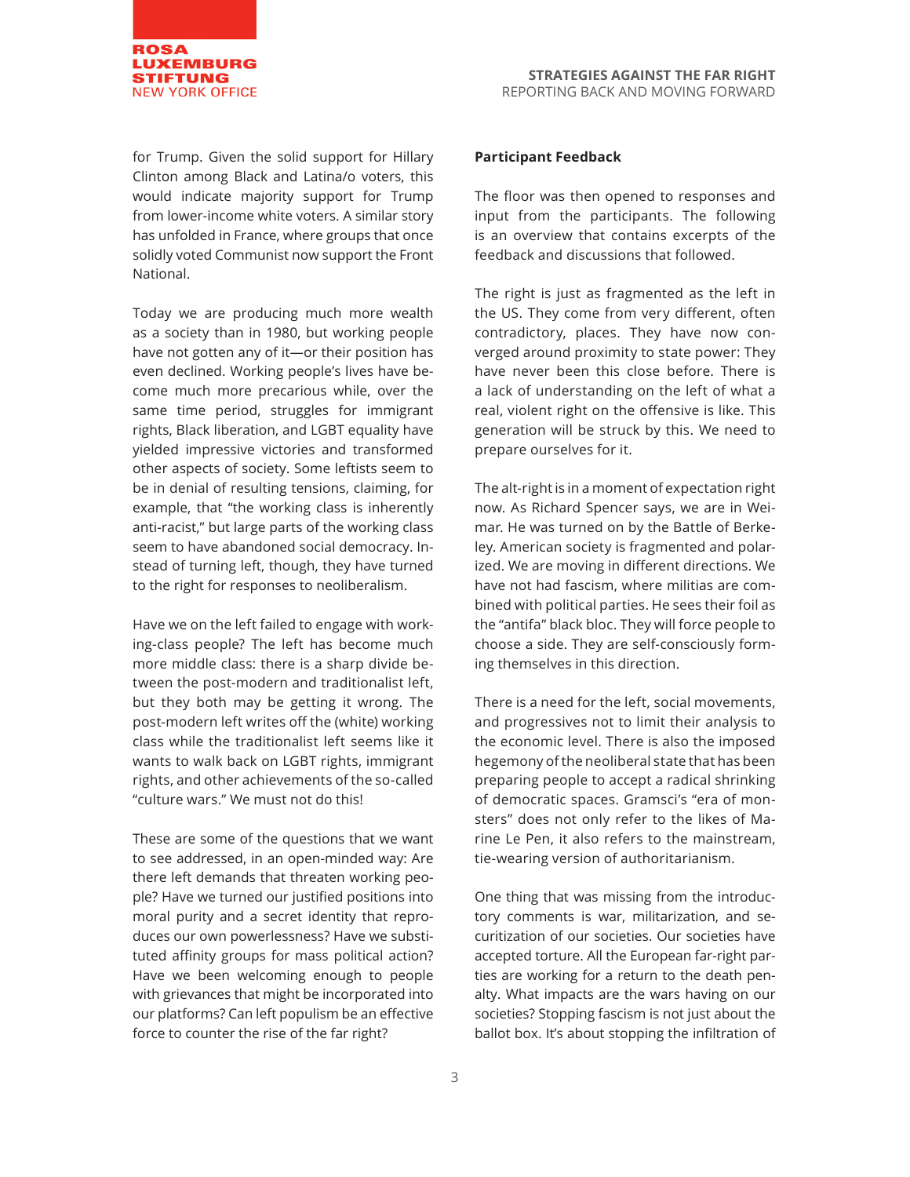for Trump. Given the solid support for Hillary Clinton among Black and Latina/o voters, this would indicate majority support for Trump from lower-income white voters. A similar story has unfolded in France, where groups that once solidly voted Communist now support the Front National.

Today we are producing much more wealth as a society than in 1980, but working people have not gotten any of it—or their position has even declined. Working people's lives have become much more precarious while, over the same time period, struggles for immigrant rights, Black liberation, and LGBT equality have yielded impressive victories and transformed other aspects of society. Some leftists seem to be in denial of resulting tensions, claiming, for example, that "the working class is inherently anti-racist," but large parts of the working class seem to have abandoned social democracy. Instead of turning left, though, they have turned to the right for responses to neoliberalism.

Have we on the left failed to engage with working-class people? The left has become much more middle class: there is a sharp divide between the post-modern and traditionalist left, but they both may be getting it wrong. The post-modern left writes off the (white) working class while the traditionalist left seems like it wants to walk back on LGBT rights, immigrant rights, and other achievements of the so-called "culture wars." We must not do this!

These are some of the questions that we want to see addressed, in an open-minded way: Are there left demands that threaten working people? Have we turned our justified positions into moral purity and a secret identity that reproduces our own powerlessness? Have we substituted affinity groups for mass political action? Have we been welcoming enough to people with grievances that might be incorporated into our platforms? Can left populism be an effective force to counter the rise of the far right?

**Participant Feedback**

The floor was then opened to responses and input from the participants. The following is an overview that contains excerpts of the feedback and discussions that followed.

The right is just as fragmented as the left in the US. They come from very different, often contradictory, places. They have now converged around proximity to state power: They have never been this close before. There is a lack of understanding on the left of what a real, violent right on the offensive is like. This generation will be struck by this. We need to prepare ourselves for it.

The alt-right is in a moment of expectation right now. As Richard Spencer says, we are in Weimar. He was turned on by the Battle of Berkeley. American society is fragmented and polarized. We are moving in different directions. We have not had fascism, where militias are combined with political parties. He sees their foil as the "antifa" black bloc. They will force people to choose a side. They are self-consciously forming themselves in this direction.

There is a need for the left, social movements, and progressives not to limit their analysis to the economic level. There is also the imposed hegemony of the neoliberal state that has been preparing people to accept a radical shrinking of democratic spaces. Gramsci's "era of monsters" does not only refer to the likes of Marine Le Pen, it also refers to the mainstream, tie-wearing version of authoritarianism.

One thing that was missing from the introductory comments is war, militarization, and securitization of our societies. Our societies have accepted torture. All the European far-right parties are working for a return to the death penalty. What impacts are the wars having on our societies? Stopping fascism is not just about the ballot box. It's about stopping the infiltration of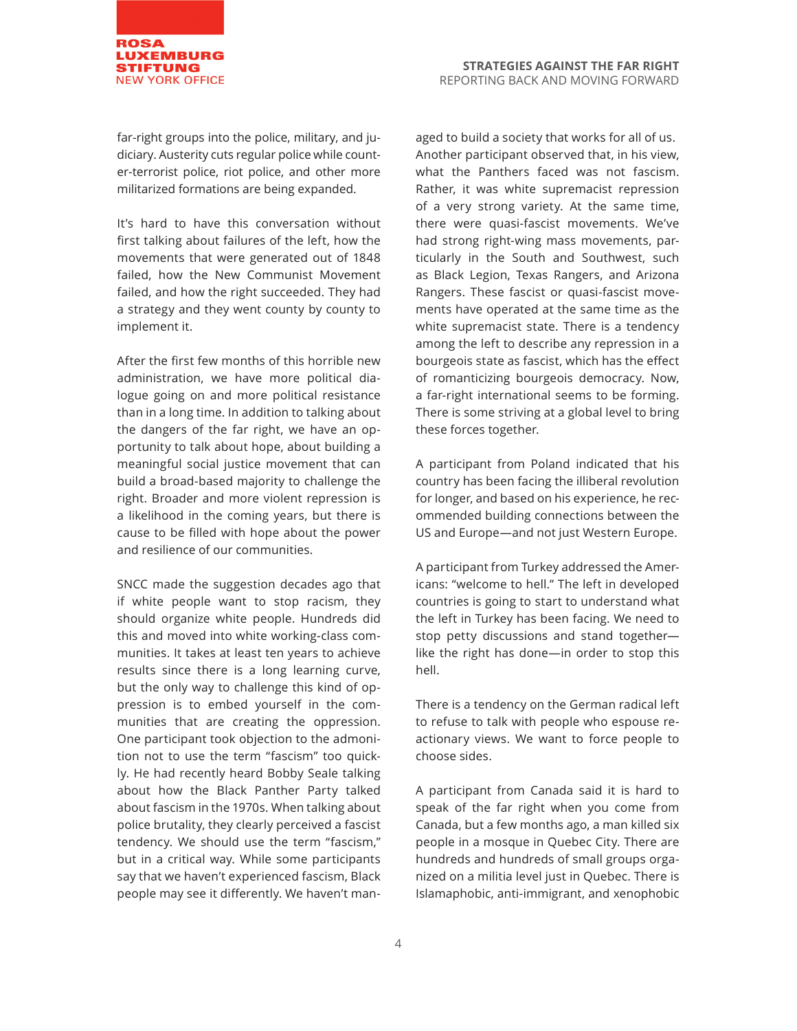far-right groups into the police, military, and judiciary. Austerity cuts regular police while counter-terrorist police, riot police, and other more militarized formations are being expanded.

It's hard to have this conversation without first talking about failures of the left, how the movements that were generated out of 1848 failed, how the New Communist Movement failed, and how the right succeeded. They had a strategy and they went county by county to implement it.

After the first few months of this horrible new administration, we have more political dialogue going on and more political resistance than in a long time. In addition to talking about the dangers of the far right, we have an opportunity to talk about hope, about building a meaningful social justice movement that can build a broad-based majority to challenge the right. Broader and more violent repression is a likelihood in the coming years, but there is cause to be filled with hope about the power and resilience of our communities.

SNCC made the suggestion decades ago that if white people want to stop racism, they should organize white people. Hundreds did this and moved into white working-class communities. It takes at least ten years to achieve results since there is a long learning curve, but the only way to challenge this kind of oppression is to embed yourself in the communities that are creating the oppression. One participant took objection to the admonition not to use the term "fascism" too quickly. He had recently heard Bobby Seale talking about how the Black Panther Party talked about fascism in the 1970s. When talking about police brutality, they clearly perceived a fascist tendency. We should use the term "fascism," but in a critical way. While some participants say that we haven't experienced fascism, Black people may see it differently. We haven't managed to build a society that works for all of us. Another participant observed that, in his view, what the Panthers faced was not fascism. Rather, it was white supremacist repression of a very strong variety. At the same time, there were quasi-fascist movements. We've had strong right-wing mass movements, particularly in the South and Southwest, such as Black Legion, Texas Rangers, and Arizona Rangers. These fascist or quasi-fascist movements have operated at the same time as the white supremacist state. There is a tendency among the left to describe any repression in a bourgeois state as fascist, which has the effect of romanticizing bourgeois democracy. Now, a far-right international seems to be forming. There is some striving at a global level to bring these forces together.

A participant from Poland indicated that his country has been facing the illiberal revolution for longer, and based on his experience, he recommended building connections between the US and Europe—and not just Western Europe.

A participant from Turkey addressed the Americans: "welcome to hell." The left in developed countries is going to start to understand what the left in Turkey has been facing. We need to stop petty discussions and stand together—like the right has done—in order to stop this hell.

There is a tendency on the German radical left to refuse to talk with people who espouse reactionary views. We want to force people to choose sides.

A participant from Canada said it is hard to speak of the far right when you come from Canada, but a few months ago, a man killed six people in a mosque in Quebec City. There are hundreds and hundreds of small groups organized on a militia level just in Quebec. There is Islamaphobic, anti-immigrant, and xenophobic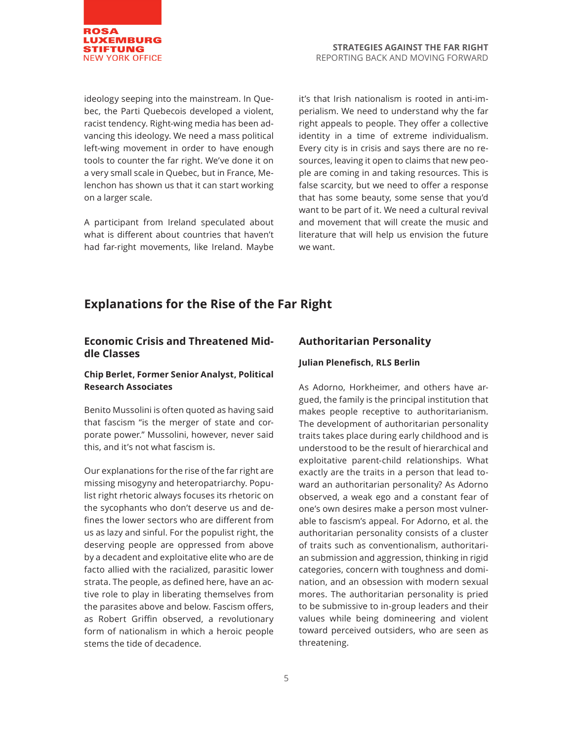ideology seeping into the mainstream. In Quebec, the Parti Quebecois developed a violent, racist tendency. Right-wing media has been advancing this ideology. We need a mass political left-wing movement in order to have enough tools to counter the far right. We've done it on a very small scale in Quebec, but in France, Melenchon has shown us that it can start working on a larger scale.

A participant from Ireland speculated about what is different about countries that haven't had far-right movements, like Ireland. Maybe it's that Irish nationalism is rooted in anti-imperialism. We need to understand why the far right appeals to people. They offer a collective identity in a time of extreme individualism. Every city is in crisis and says there are no resources, leaving it open to claims that new people are coming in and taking resources. This is false scarcity, but we need to offer a response that has some beauty, some sense that you'd want to be part of it. We need a cultural revival and movement that will create the music and literature that will help us envision the future we want.

## Explanations for the Rise of the Far Right

### Economic Crisis and Threatened Middle Classes

**Chip Berlet, Former Senior Analyst, Political Research Associates**

Benito Mussolini is often quoted as having said that fascism "is the merger of state and corporate power." Mussolini, however, never said this, and it's not what fascism is.

Our explanations for the rise of the far right are missing misogyny and heteropatriarchy. Populist right rhetoric always focuses its rhetoric on the sycophants who don't deserve us and defines the lower sectors who are different from us as lazy and sinful. For the populist right, the deserving people are oppressed from above by a decadent and exploitative elite who are de facto allied with the racialized, parasitic lower strata. The people, as defined here, have an active role to play in liberating themselves from the parasites above and below. Fascism offers, as Robert Griffin observed, a revolutionary form of nationalism in which a heroic people stems the tide of decadence.

### Authoritarian Personality

**Julian Plenefisch, RLS Berlin**

As Adorno, Horkheimer, and others have argued, the family is the principal institution that makes people receptive to authoritarianism. The development of authoritarian personality traits takes place during early childhood and is understood to be the result of hierarchical and exploitative parent-child relationships. What exactly are the traits in a person that lead toward an authoritarian personality? As Adorno observed, a weak ego and a constant fear of one's own desires make a person most vulnerable to fascism's appeal. For Adorno, et al. the authoritarian personality consists of a cluster of traits such as conventionalism, authoritarian submission and aggression, thinking in rigid categories, concern with toughness and domination, and an obsession with modern sexual mores. The authoritarian personality is pried to be submissive to in-group leaders and their values while being domineering and violent toward perceived outsiders, who are seen as threatening.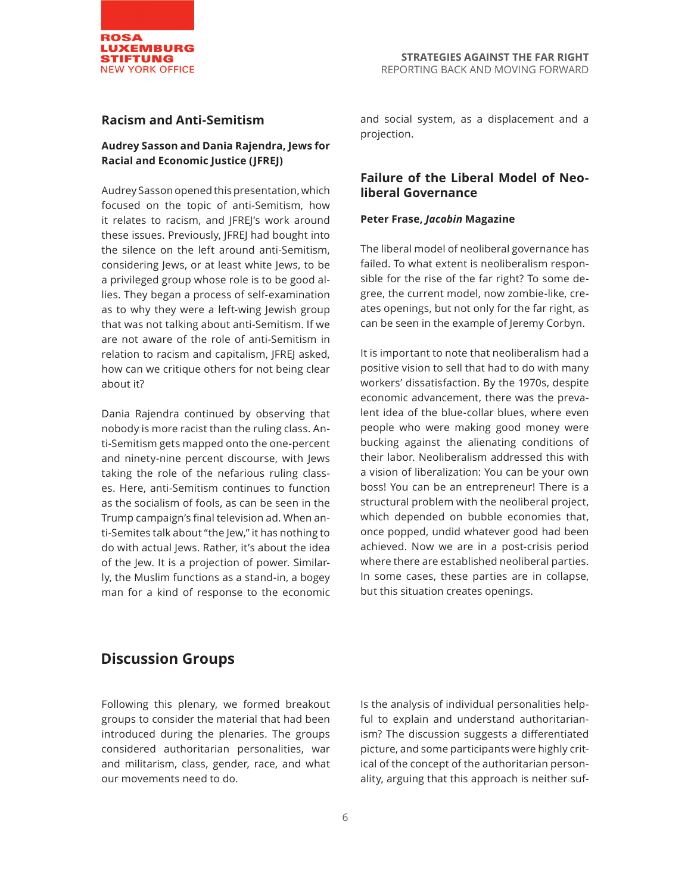## Racism and Anti-Semitism

**Audrey Sasson and Dania Rajendra, Jews for Racial and Economic Justice (JFREJ)**

Audrey Sasson opened this presentation, which focused on the topic of anti-Semitism, how it relates to racism, and JFREJ's work around these issues. Previously, JFREJ had bought into the silence on the left around anti-Semitism, considering Jews, or at least white Jews, to be a privileged group whose role is to be good allies. They began a process of self-examination as to why they were a left-wing Jewish group that was not talking about anti-Semitism. If we are not aware of the role of anti-Semitism in relation to racism and capitalism, JFREJ asked, how can we critique others for not being clear about it?

Dania Rajendra continued by observing that nobody is more racist than the ruling class. Anti-Semitism gets mapped onto the one-percent and ninety-nine percent discourse, with Jews taking the role of the nefarious ruling classes. Here, anti-Semitism continues to function as the socialism of fools, as can be seen in the Trump campaign's final television ad. When anti-Semites talk about "the Jew," it has nothing to do with actual Jews. Rather, it's about the idea of the Jew. It is a projection of power. Similarly, the Muslim functions as a stand-in, a bogey man for a kind of response to the economic and social system, as a displacement and a projection.

## Failure of the Liberal Model of Neoliberal Governance

**Peter Frase, *Jacobin* Magazine**

The liberal model of neoliberal governance has failed. To what extent is neoliberalism responsible for the rise of the far right? To some degree, the current model, now zombie-like, creates openings, but not only for the far right, as can be seen in the example of Jeremy Corbyn.

It is important to note that neoliberalism had a positive vision to sell that had to do with many workers' dissatisfaction. By the 1970s, despite economic advancement, there was the prevalent idea of the blue-collar blues, where even people who were making good money were bucking against the alienating conditions of their labor. Neoliberalism addressed this with a vision of liberalization: You can be your own boss! You can be an entrepreneur! There is a structural problem with the neoliberal project, which depended on bubble economies that, once popped, undid whatever good had been achieved. Now we are in a post-crisis period where there are established neoliberal parties. In some cases, these parties are in collapse, but this situation creates openings.

# Discussion Groups

Following this plenary, we formed breakout groups to consider the material that had been introduced during the plenaries. The groups considered authoritarian personalities, war and militarism, class, gender, race, and what our movements need to do.

Is the analysis of individual personalities helpful to explain and understand authoritarianism? The discussion suggests a differentiated picture, and some participants were highly critical of the concept of the authoritarian personality, arguing that this approach is neither suf-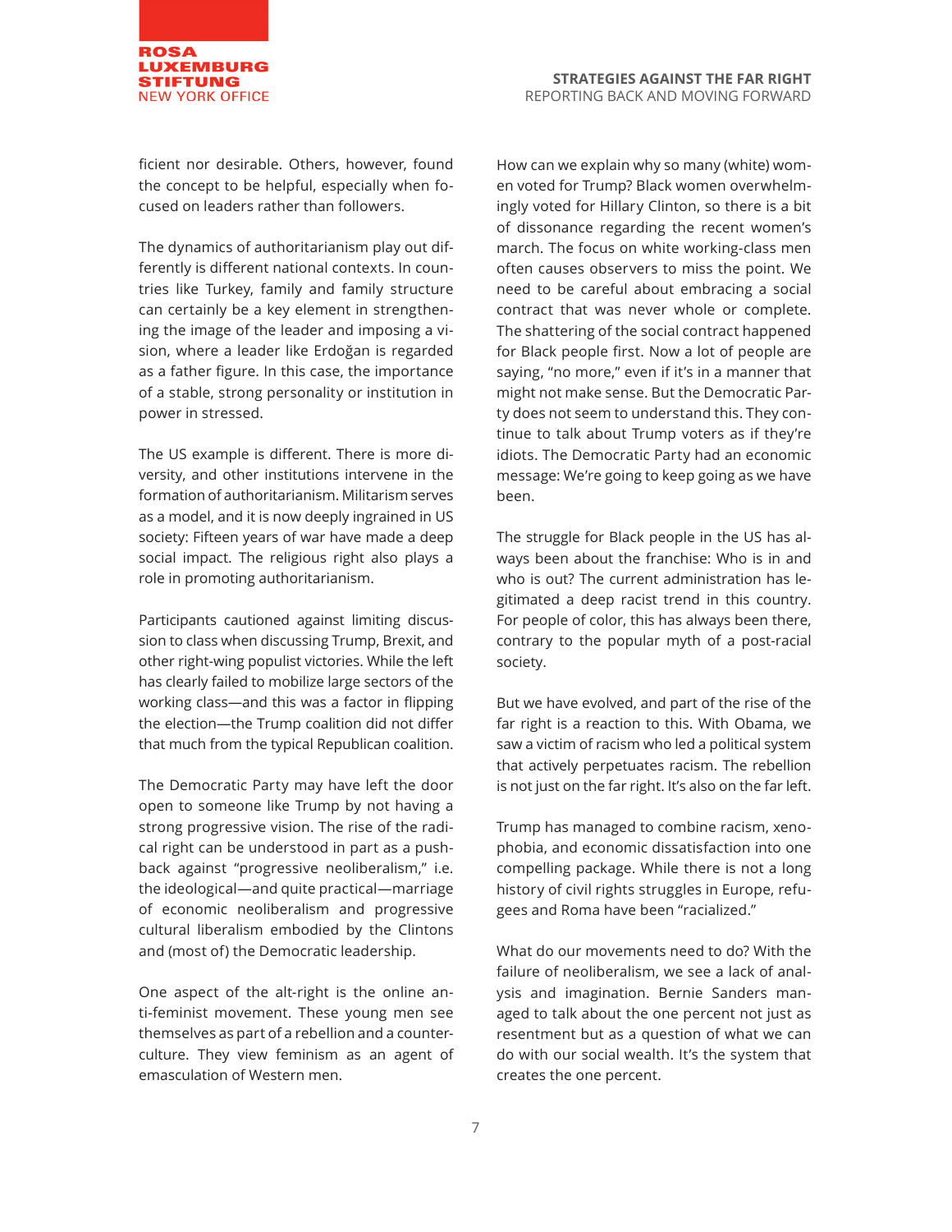ficient nor desirable. Others, however, found the concept to be helpful, especially when focused on leaders rather than followers.

The dynamics of authoritarianism play out differently is different national contexts. In countries like Turkey, family and family structure can certainly be a key element in strengthening the image of the leader and imposing a vision, where a leader like Erdoğan is regarded as a father figure. In this case, the importance of a stable, strong personality or institution in power in stressed.

The US example is different. There is more diversity, and other institutions intervene in the formation of authoritarianism. Militarism serves as a model, and it is now deeply ingrained in US society: Fifteen years of war have made a deep social impact. The religious right also plays a role in promoting authoritarianism.

Participants cautioned against limiting discussion to class when discussing Trump, Brexit, and other right-wing populist victories. While the left has clearly failed to mobilize large sectors of the working class—and this was a factor in flipping the election—the Trump coalition did not differ that much from the typical Republican coalition.

The Democratic Party may have left the door open to someone like Trump by not having a strong progressive vision. The rise of the radical right can be understood in part as a pushback against "progressive neoliberalism," i.e. the ideological—and quite practical—marriage of economic neoliberalism and progressive cultural liberalism embodied by the Clintons and (most of) the Democratic leadership.

One aspect of the alt-right is the online anti-feminist movement. These young men see themselves as part of a rebellion and a counterculture. They view feminism as an agent of emasculation of Western men.

How can we explain why so many (white) women voted for Trump? Black women overwhelmingly voted for Hillary Clinton, so there is a bit of dissonance regarding the recent women's march. The focus on white working-class men often causes observers to miss the point. We need to be careful about embracing a social contract that was never whole or complete. The shattering of the social contract happened for Black people first. Now a lot of people are saying, "no more," even if it's in a manner that might not make sense. But the Democratic Party does not seem to understand this. They continue to talk about Trump voters as if they're idiots. The Democratic Party had an economic message: We're going to keep going as we have been.

The struggle for Black people in the US has always been about the franchise: Who is in and who is out? The current administration has legitimated a deep racist trend in this country. For people of color, this has always been there, contrary to the popular myth of a post-racial society.

But we have evolved, and part of the rise of the far right is a reaction to this. With Obama, we saw a victim of racism who led a political system that actively perpetuates racism. The rebellion is not just on the far right. It's also on the far left.

Trump has managed to combine racism, xenophobia, and economic dissatisfaction into one compelling package. While there is not a long history of civil rights struggles in Europe, refugees and Roma have been "racialized."

What do our movements need to do? With the failure of neoliberalism, we see a lack of analysis and imagination. Bernie Sanders managed to talk about the one percent not just as resentment but as a question of what we can do with our social wealth. It's the system that creates the one percent.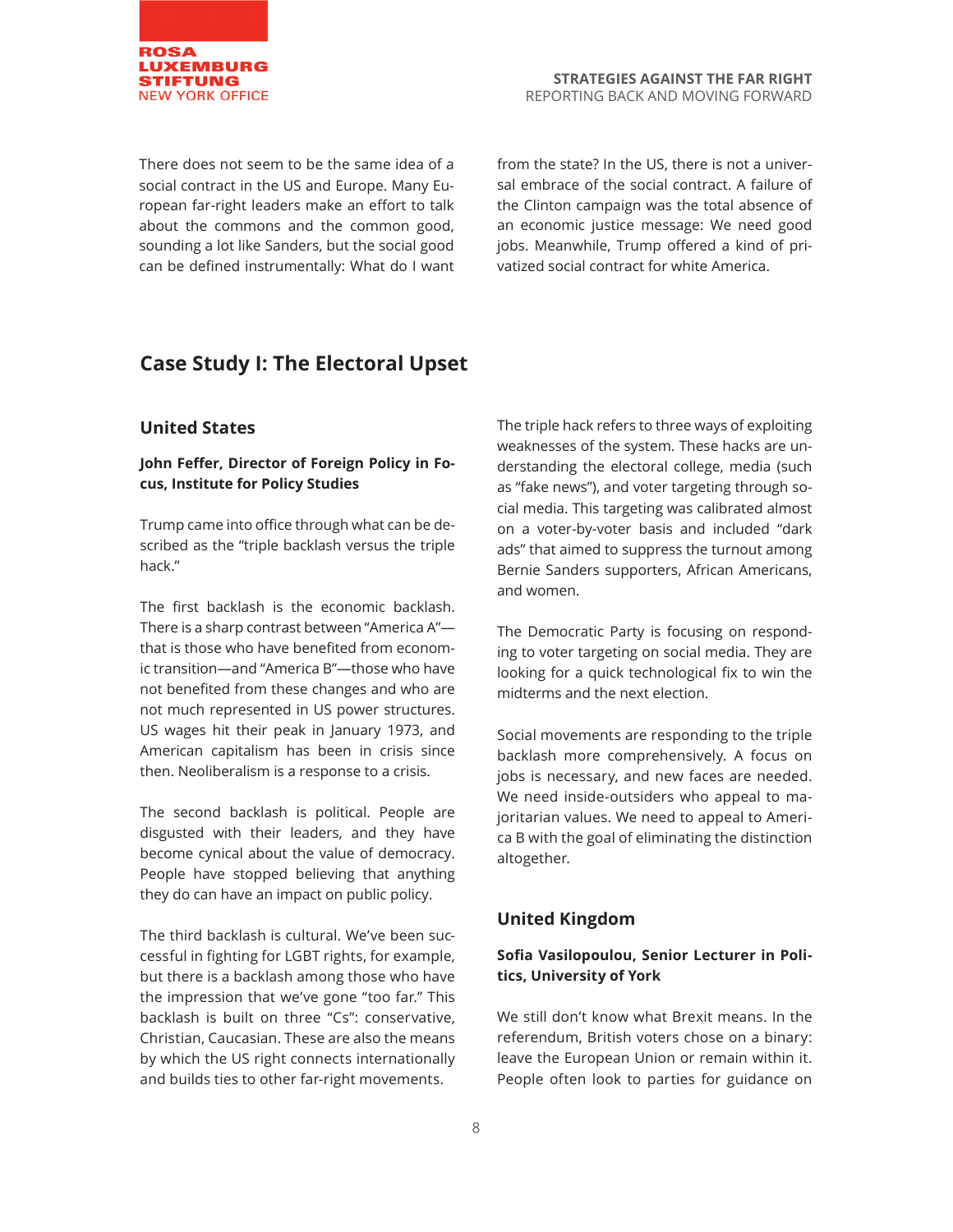There does not seem to be the same idea of a social contract in the US and Europe. Many European far-right leaders make an effort to talk about the commons and the common good, sounding a lot like Sanders, but the social good can be defined instrumentally: What do I want from the state? In the US, there is not a universal embrace of the social contract. A failure of the Clinton campaign was the total absence of an economic justice message: We need good jobs. Meanwhile, Trump offered a kind of privatized social contract for white America.

## Case Study I: The Electoral Upset

### United States

**John Feffer, Director of Foreign Policy in Focus, Institute for Policy Studies**

Trump came into office through what can be described as the "triple backlash versus the triple hack."

The first backlash is the economic backlash. There is a sharp contrast between "America A"—that is those who have benefited from economic transition—and "America B"—those who have not benefited from these changes and who are not much represented in US power structures. US wages hit their peak in January 1973, and American capitalism has been in crisis since then. Neoliberalism is a response to a crisis.

The second backlash is political. People are disgusted with their leaders, and they have become cynical about the value of democracy. People have stopped believing that anything they do can have an impact on public policy.

The third backlash is cultural. We've been successful in fighting for LGBT rights, for example, but there is a backlash among those who have the impression that we've gone "too far." This backlash is built on three "Cs": conservative, Christian, Caucasian. These are also the means by which the US right connects internationally and builds ties to other far-right movements.

The triple hack refers to three ways of exploiting weaknesses of the system. These hacks are understanding the electoral college, media (such as "fake news"), and voter targeting through social media. This targeting was calibrated almost on a voter-by-voter basis and included "dark ads" that aimed to suppress the turnout among Bernie Sanders supporters, African Americans, and women.

The Democratic Party is focusing on responding to voter targeting on social media. They are looking for a quick technological fix to win the midterms and the next election.

Social movements are responding to the triple backlash more comprehensively. A focus on jobs is necessary, and new faces are needed. We need inside-outsiders who appeal to majoritarian values. We need to appeal to America B with the goal of eliminating the distinction altogether.

### United Kingdom

**Sofia Vasilopoulou, Senior Lecturer in Politics, University of York**

We still don't know what Brexit means. In the referendum, British voters chose on a binary: leave the European Union or remain within it. People often look to parties for guidance on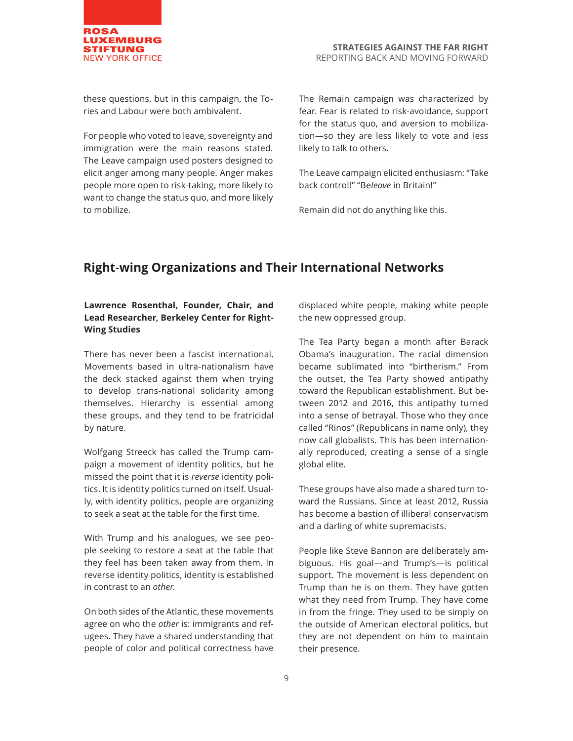these questions, but in this campaign, the Tories and Labour were both ambivalent.

For people who voted to leave, sovereignty and immigration were the main reasons stated. The Leave campaign used posters designed to elicit anger among many people. Anger makes people more open to risk-taking, more likely to want to change the status quo, and more likely to mobilize.

The Remain campaign was characterized by fear. Fear is related to risk-avoidance, support for the status quo, and aversion to mobilization—so they are less likely to vote and less likely to talk to others.

The Leave campaign elicited enthusiasm: "Take back control!" "Be*leave* in Britain!"

Remain did not do anything like this.

## Right-wing Organizations and Their International Networks

**Lawrence Rosenthal, Founder, Chair, and Lead Researcher, Berkeley Center for Right-Wing Studies**

There has never been a fascist international. Movements based in ultra-nationalism have the deck stacked against them when trying to develop trans-national solidarity among themselves. Hierarchy is essential among these groups, and they tend to be fratricidal by nature.

Wolfgang Streeck has called the Trump campaign a movement of identity politics, but he missed the point that it is *reverse* identity politics. It is identity politics turned on itself. Usually, with identity politics, people are organizing to seek a seat at the table for the first time.

With Trump and his analogues, we see people seeking to restore a seat at the table that they feel has been taken away from them. In reverse identity politics, identity is established in contrast to an *other*.

On both sides of the Atlantic, these movements agree on who the *other* is: immigrants and refugees. They have a shared understanding that people of color and political correctness have displaced white people, making white people the new oppressed group.

The Tea Party began a month after Barack Obama's inauguration. The racial dimension became sublimated into "birtherism." From the outset, the Tea Party showed antipathy toward the Republican establishment. But between 2012 and 2016, this antipathy turned into a sense of betrayal. Those who they once called "Rinos" (Republicans in name only), they now call globalists. This has been internationally reproduced, creating a sense of a single global elite.

These groups have also made a shared turn toward the Russians. Since at least 2012, Russia has become a bastion of illiberal conservatism and a darling of white supremacists.

People like Steve Bannon are deliberately ambiguous. His goal—and Trump's—is political support. The movement is less dependent on Trump than he is on them. They have gotten what they need from Trump. They have come in from the fringe. They used to be simply on the outside of American electoral politics, but they are not dependent on him to maintain their presence.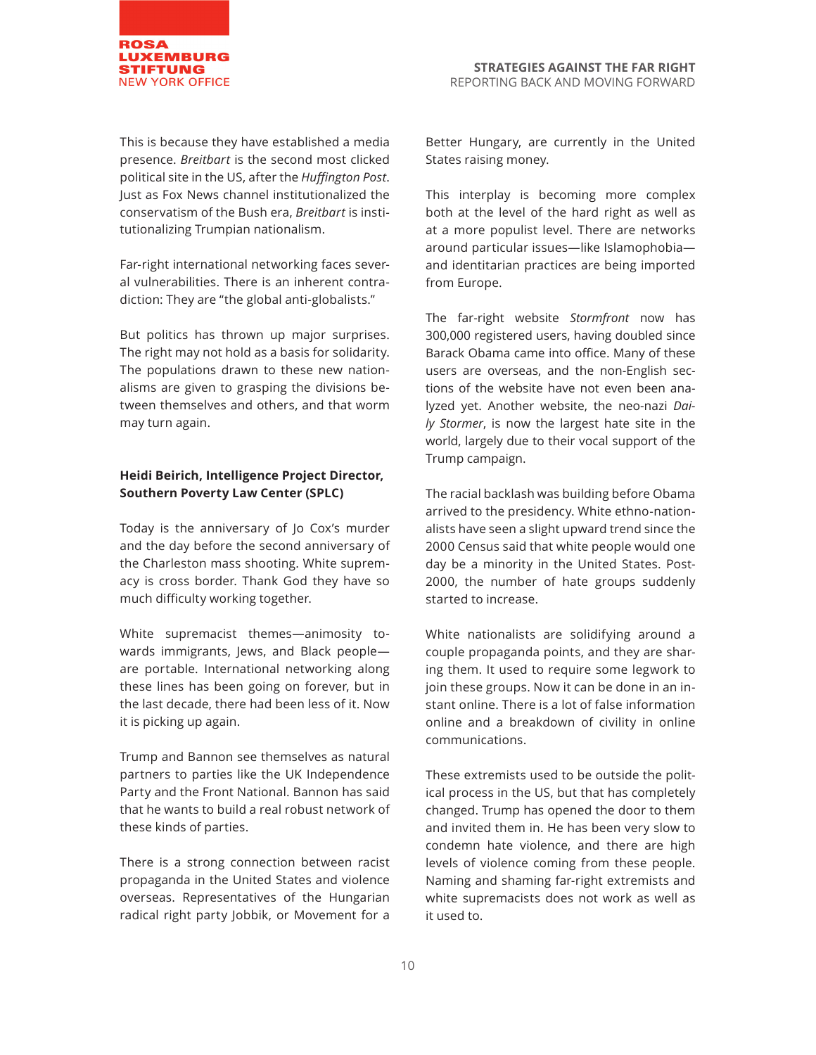This is because they have established a media presence. *Breitbart* is the second most clicked political site in the US, after the *Huffington Post*. Just as Fox News channel institutionalized the conservatism of the Bush era, *Breitbart* is institutionalizing Trumpian nationalism.

Far-right international networking faces several vulnerabilities. There is an inherent contradiction: They are "the global anti-globalists."

But politics has thrown up major surprises. The right may not hold as a basis for solidarity. The populations drawn to these new nationalisms are given to grasping the divisions between themselves and others, and that worm may turn again.

**Heidi Beirich, Intelligence Project Director, Southern Poverty Law Center (SPLC)**

Today is the anniversary of Jo Cox's murder and the day before the second anniversary of the Charleston mass shooting. White supremacy is cross border. Thank God they have so much difficulty working together.

White supremacist themes—animosity towards immigrants, Jews, and Black people—are portable. International networking along these lines has been going on forever, but in the last decade, there had been less of it. Now it is picking up again.

Trump and Bannon see themselves as natural partners to parties like the UK Independence Party and the Front National. Bannon has said that he wants to build a real robust network of these kinds of parties.

There is a strong connection between racist propaganda in the United States and violence overseas. Representatives of the Hungarian radical right party Jobbik, or Movement for a Better Hungary, are currently in the United States raising money.

This interplay is becoming more complex both at the level of the hard right as well as at a more populist level. There are networks around particular issues—like Islamophobia—and identitarian practices are being imported from Europe.

The far-right website *Stormfront* now has 300,000 registered users, having doubled since Barack Obama came into office. Many of these users are overseas, and the non-English sections of the website have not even been analyzed yet. Another website, the neo-nazi *Daily Stormer*, is now the largest hate site in the world, largely due to their vocal support of the Trump campaign.

The racial backlash was building before Obama arrived to the presidency. White ethno-nationalists have seen a slight upward trend since the 2000 Census said that white people would one day be a minority in the United States. Post-2000, the number of hate groups suddenly started to increase.

White nationalists are solidifying around a couple propaganda points, and they are sharing them. It used to require some legwork to join these groups. Now it can be done in an instant online. There is a lot of false information online and a breakdown of civility in online communications.

These extremists used to be outside the political process in the US, but that has completely changed. Trump has opened the door to them and invited them in. He has been very slow to condemn hate violence, and there are high levels of violence coming from these people. Naming and shaming far-right extremists and white supremacists does not work as well as it used to.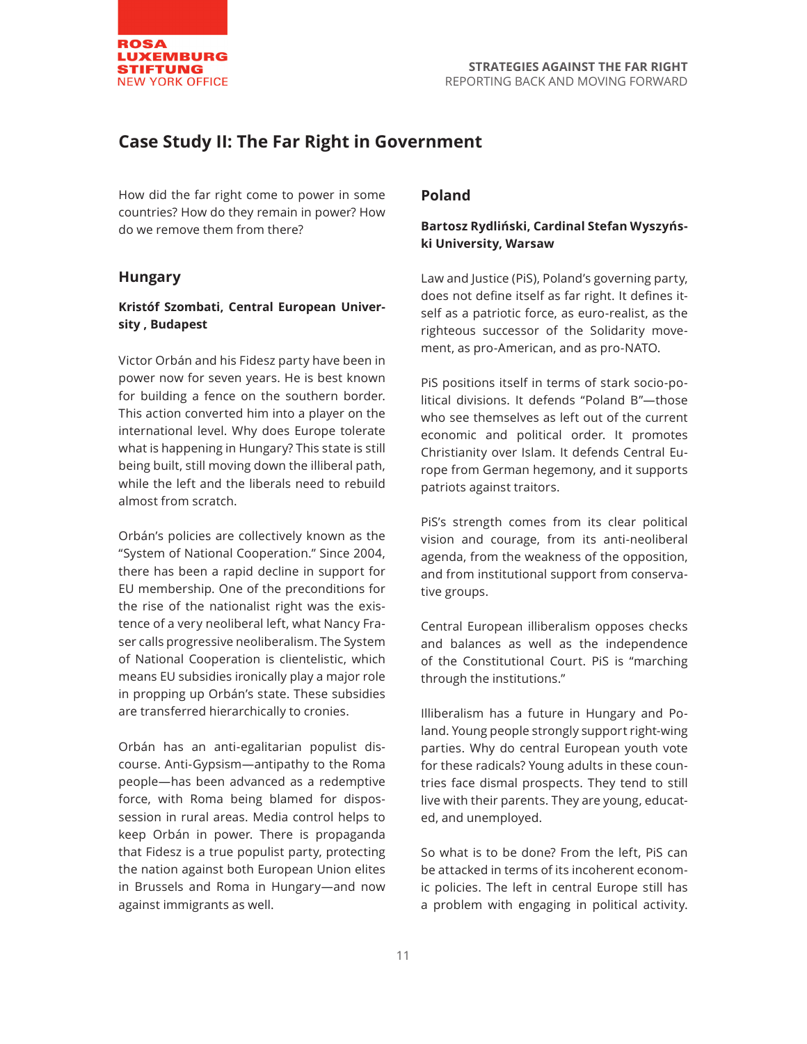## Case Study II: The Far Right in Government

How did the far right come to power in some countries? How do they remain in power? How do we remove them from there?

### Hungary

**Kristóf Szombati, Central European University , Budapest**

Victor Orbán and his Fidesz party have been in power now for seven years. He is best known for building a fence on the southern border. This action converted him into a player on the international level. Why does Europe tolerate what is happening in Hungary? This state is still being built, still moving down the illiberal path, while the left and the liberals need to rebuild almost from scratch.

Orbán's policies are collectively known as the "System of National Cooperation." Since 2004, there has been a rapid decline in support for EU membership. One of the preconditions for the rise of the nationalist right was the existence of a very neoliberal left, what Nancy Fraser calls progressive neoliberalism. The System of National Cooperation is clientelistic, which means EU subsidies ironically play a major role in propping up Orbán's state. These subsidies are transferred hierarchically to cronies.

Orbán has an anti-egalitarian populist discourse. Anti-Gypsism—antipathy to the Roma people—has been advanced as a redemptive force, with Roma being blamed for dispossession in rural areas. Media control helps to keep Orbán in power. There is propaganda that Fidesz is a true populist party, protecting the nation against both European Union elites in Brussels and Roma in Hungary—and now against immigrants as well.

### Poland

**Bartosz Rydliński, Cardinal Stefan Wyszyński University, Warsaw**

Law and Justice (PiS), Poland's governing party, does not define itself as far right. It defines itself as a patriotic force, as euro-realist, as the righteous successor of the Solidarity movement, as pro-American, and as pro-NATO.

PiS positions itself in terms of stark socio-political divisions. It defends "Poland B"—those who see themselves as left out of the current economic and political order. It promotes Christianity over Islam. It defends Central Europe from German hegemony, and it supports patriots against traitors.

PiS's strength comes from its clear political vision and courage, from its anti-neoliberal agenda, from the weakness of the opposition, and from institutional support from conservative groups.

Central European illiberalism opposes checks and balances as well as the independence of the Constitutional Court. PiS is "marching through the institutions."

Illiberalism has a future in Hungary and Poland. Young people strongly support right-wing parties. Why do central European youth vote for these radicals? Young adults in these countries face dismal prospects. They tend to still live with their parents. They are young, educated, and unemployed.

So what is to be done? From the left, PiS can be attacked in terms of its incoherent economic policies. The left in central Europe still has a problem with engaging in political activity.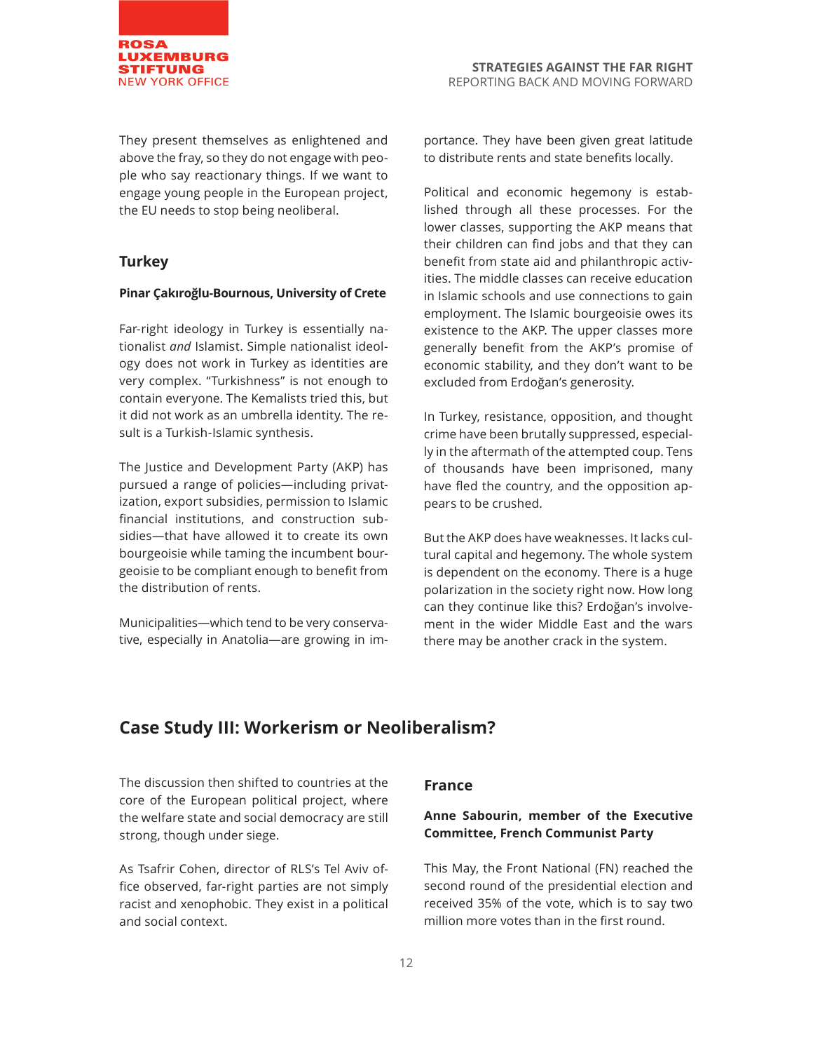They present themselves as enlightened and above the fray, so they do not engage with people who say reactionary things. If we want to engage young people in the European project, the EU needs to stop being neoliberal.

### Turkey

**Pinar Çakıroğlu-Bournous, University of Crete**

Far-right ideology in Turkey is essentially nationalist *and* Islamist. Simple nationalist ideology does not work in Turkey as identities are very complex. "Turkishness" is not enough to contain everyone. The Kemalists tried this, but it did not work as an umbrella identity. The result is a Turkish-Islamic synthesis.

The Justice and Development Party (AKP) has pursued a range of policies—including privatization, export subsidies, permission to Islamic financial institutions, and construction subsidies—that have allowed it to create its own bourgeoisie while taming the incumbent bourgeoisie to be compliant enough to benefit from the distribution of rents.

Municipalities—which tend to be very conservative, especially in Anatolia—are growing in importance. They have been given great latitude to distribute rents and state benefits locally.

Political and economic hegemony is established through all these processes. For the lower classes, supporting the AKP means that their children can find jobs and that they can benefit from state aid and philanthropic activities. The middle classes can receive education in Islamic schools and use connections to gain employment. The Islamic bourgeoisie owes its existence to the AKP. The upper classes more generally benefit from the AKP's promise of economic stability, and they don't want to be excluded from Erdoğan's generosity.

In Turkey, resistance, opposition, and thought crime have been brutally suppressed, especially in the aftermath of the attempted coup. Tens of thousands have been imprisoned, many have fled the country, and the opposition appears to be crushed.

But the AKP does have weaknesses. It lacks cultural capital and hegemony. The whole system is dependent on the economy. There is a huge polarization in the society right now. How long can they continue like this? Erdoğan's involvement in the wider Middle East and the wars there may be another crack in the system.

## Case Study III: Workerism or Neoliberalism?

The discussion then shifted to countries at the core of the European political project, where the welfare state and social democracy are still strong, though under siege.

As Tsafrir Cohen, director of RLS's Tel Aviv office observed, far-right parties are not simply racist and xenophobic. They exist in a political and social context.

### France

**Anne Sabourin, member of the Executive Committee, French Communist Party**

This May, the Front National (FN) reached the second round of the presidential election and received 35% of the vote, which is to say two million more votes than in the first round.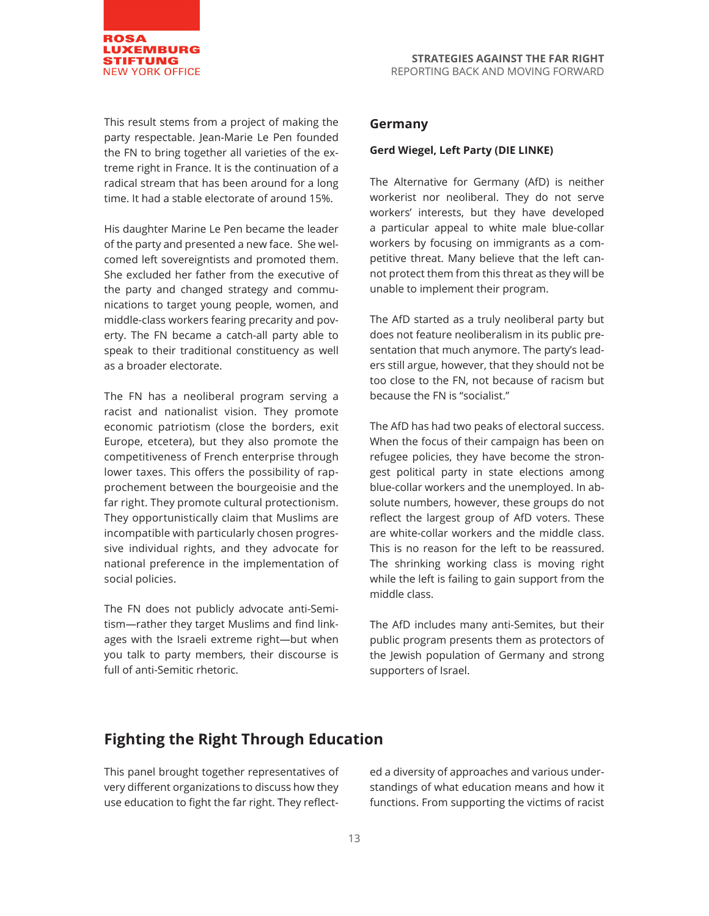This result stems from a project of making the party respectable. Jean-Marie Le Pen founded the FN to bring together all varieties of the extreme right in France. It is the continuation of a radical stream that has been around for a long time. It had a stable electorate of around 15%.

His daughter Marine Le Pen became the leader of the party and presented a new face. She welcomed left sovereigntists and promoted them. She excluded her father from the executive of the party and changed strategy and communications to target young people, women, and middle-class workers fearing precarity and poverty. The FN became a catch-all party able to speak to their traditional constituency as well as a broader electorate.

The FN has a neoliberal program serving a racist and nationalist vision. They promote economic patriotism (close the borders, exit Europe, etcetera), but they also promote the competitiveness of French enterprise through lower taxes. This offers the possibility of rapprochement between the bourgeoisie and the far right. They promote cultural protectionism. They opportunistically claim that Muslims are incompatible with particularly chosen progressive individual rights, and they advocate for national preference in the implementation of social policies.

The FN does not publicly advocate anti-Semitism—rather they target Muslims and find linkages with the Israeli extreme right—but when you talk to party members, their discourse is full of anti-Semitic rhetoric.

### Germany

**Gerd Wiegel, Left Party (DIE LINKE)**

The Alternative for Germany (AfD) is neither workerist nor neoliberal. They do not serve workers' interests, but they have developed a particular appeal to white male blue-collar workers by focusing on immigrants as a competitive threat. Many believe that the left cannot protect them from this threat as they will be unable to implement their program.

The AfD started as a truly neoliberal party but does not feature neoliberalism in its public presentation that much anymore. The party's leaders still argue, however, that they should not be too close to the FN, not because of racism but because the FN is "socialist."

The AfD has had two peaks of electoral success. When the focus of their campaign has been on refugee policies, they have become the strongest political party in state elections among blue-collar workers and the unemployed. In absolute numbers, however, these groups do not reflect the largest group of AfD voters. These are white-collar workers and the middle class. This is no reason for the left to be reassured. The shrinking working class is moving right while the left is failing to gain support from the middle class.

The AfD includes many anti-Semites, but their public program presents them as protectors of the Jewish population of Germany and strong supporters of Israel.

## Fighting the Right Through Education

This panel brought together representatives of very different organizations to discuss how they use education to fight the far right. They reflected a diversity of approaches and various understandings of what education means and how it functions. From supporting the victims of racist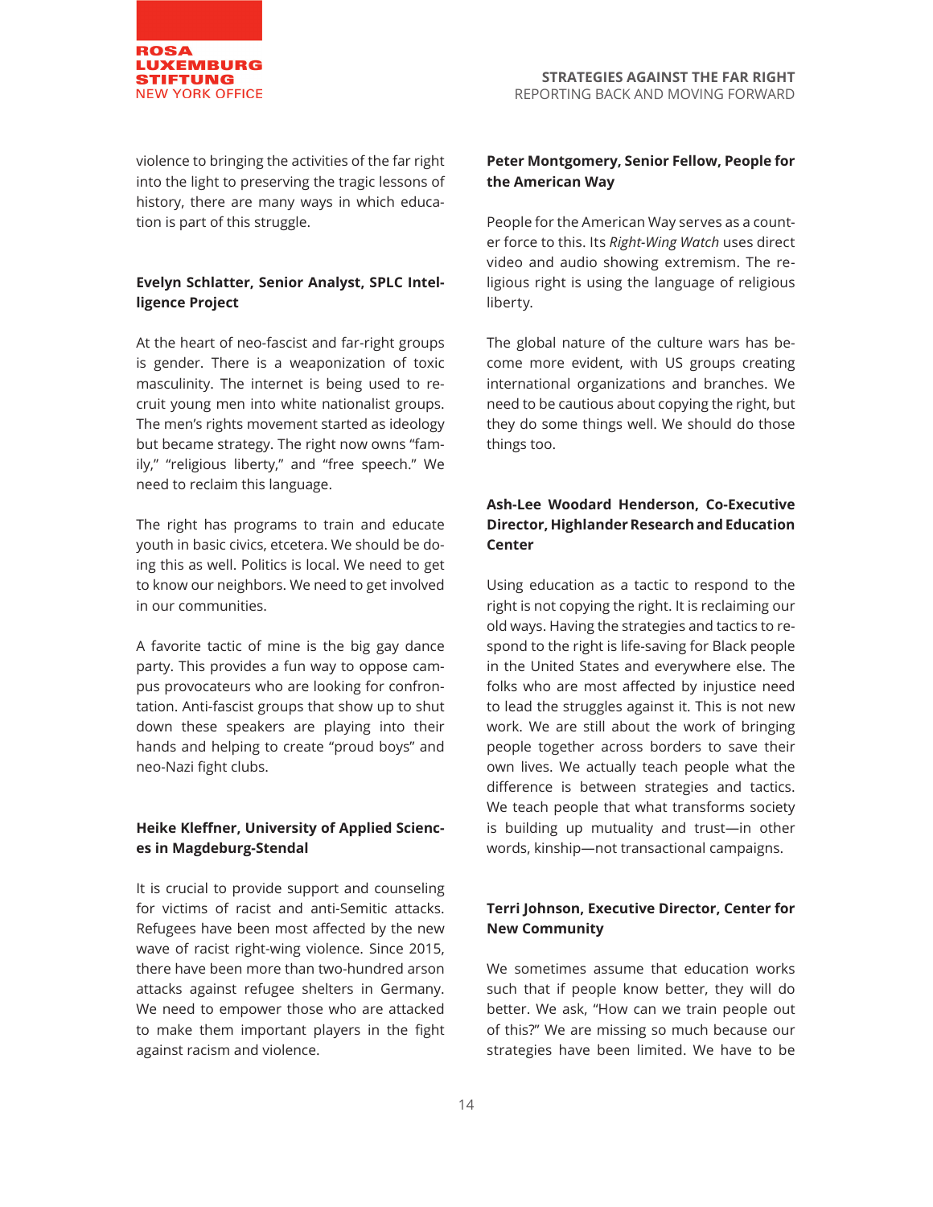violence to bringing the activities of the far right into the light to preserving the tragic lessons of history, there are many ways in which education is part of this struggle.

**Evelyn Schlatter, Senior Analyst, SPLC Intelligence Project**

At the heart of neo-fascist and far-right groups is gender. There is a weaponization of toxic masculinity. The internet is being used to recruit young men into white nationalist groups. The men's rights movement started as ideology but became strategy. The right now owns "family," "religious liberty," and "free speech." We need to reclaim this language.

The right has programs to train and educate youth in basic civics, etcetera. We should be doing this as well. Politics is local. We need to get to know our neighbors. We need to get involved in our communities.

A favorite tactic of mine is the big gay dance party. This provides a fun way to oppose campus provocateurs who are looking for confrontation. Anti-fascist groups that show up to shut down these speakers are playing into their hands and helping to create "proud boys" and neo-Nazi fight clubs.

**Heike Kleffner, University of Applied Sciences in Magdeburg-Stendal**

It is crucial to provide support and counseling for victims of racist and anti-Semitic attacks. Refugees have been most affected by the new wave of racist right-wing violence. Since 2015, there have been more than two-hundred arson attacks against refugee shelters in Germany. We need to empower those who are attacked to make them important players in the fight against racism and violence.

**Peter Montgomery, Senior Fellow, People for the American Way**

People for the American Way serves as a counter force to this. Its *Right-Wing Watch* uses direct video and audio showing extremism. The religious right is using the language of religious liberty.

The global nature of the culture wars has become more evident, with US groups creating international organizations and branches. We need to be cautious about copying the right, but they do some things well. We should do those things too.

**Ash-Lee Woodard Henderson, Co-Executive Director, Highlander Research and Education Center**

Using education as a tactic to respond to the right is not copying the right. It is reclaiming our old ways. Having the strategies and tactics to respond to the right is life-saving for Black people in the United States and everywhere else. The folks who are most affected by injustice need to lead the struggles against it. This is not new work. We are still about the work of bringing people together across borders to save their own lives. We actually teach people what the difference is between strategies and tactics. We teach people that what transforms society is building up mutuality and trust—in other words, kinship—not transactional campaigns.

**Terri Johnson, Executive Director, Center for New Community**

We sometimes assume that education works such that if people know better, they will do better. We ask, "How can we train people out of this?" We are missing so much because our strategies have been limited. We have to be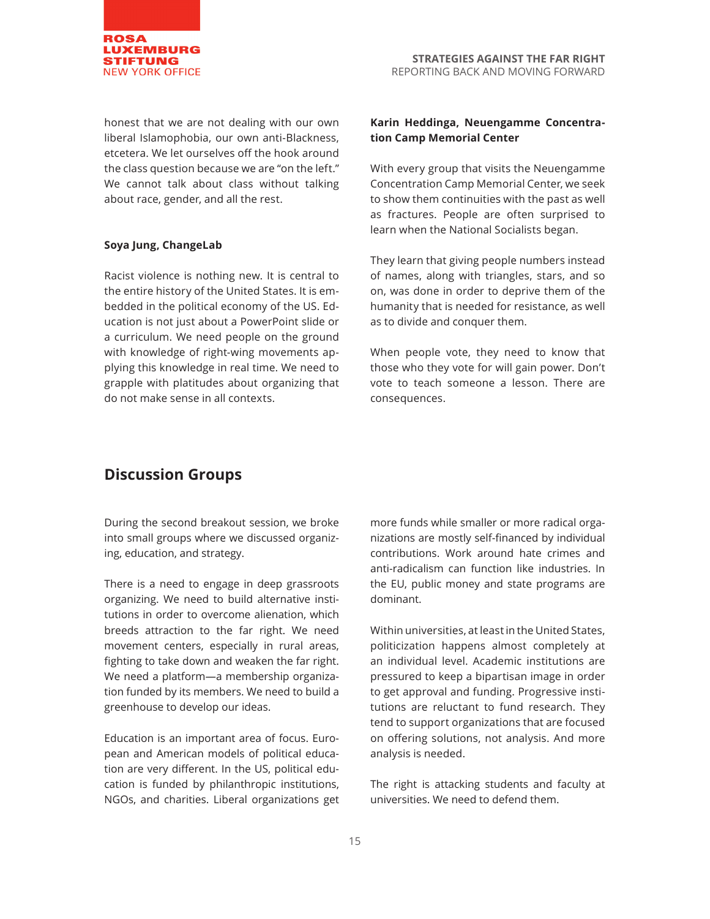honest that we are not dealing with our own liberal Islamophobia, our own anti-Blackness, etcetera. We let ourselves off the hook around the class question because we are "on the left." We cannot talk about class without talking about race, gender, and all the rest.

**Soya Jung, ChangeLab**

Racist violence is nothing new. It is central to the entire history of the United States. It is embedded in the political economy of the US. Education is not just about a PowerPoint slide or a curriculum. We need people on the ground with knowledge of right-wing movements applying this knowledge in real time. We need to grapple with platitudes about organizing that do not make sense in all contexts.

**Karin Heddinga, Neuengamme Concentration Camp Memorial Center**

With every group that visits the Neuengamme Concentration Camp Memorial Center, we seek to show them continuities with the past as well as fractures. People are often surprised to learn when the National Socialists began.

They learn that giving people numbers instead of names, along with triangles, stars, and so on, was done in order to deprive them of the humanity that is needed for resistance, as well as to divide and conquer them.

When people vote, they need to know that those who they vote for will gain power. Don't vote to teach someone a lesson. There are consequences.

## Discussion Groups

During the second breakout session, we broke into small groups where we discussed organizing, education, and strategy.

There is a need to engage in deep grassroots organizing. We need to build alternative institutions in order to overcome alienation, which breeds attraction to the far right. We need movement centers, especially in rural areas, fighting to take down and weaken the far right. We need a platform—a membership organization funded by its members. We need to build a greenhouse to develop our ideas.

Education is an important area of focus. European and American models of political education are very different. In the US, political education is funded by philanthropic institutions, NGOs, and charities. Liberal organizations get more funds while smaller or more radical organizations are mostly self-financed by individual contributions. Work around hate crimes and anti-radicalism can function like industries. In the EU, public money and state programs are dominant.

Within universities, at least in the United States, politicization happens almost completely at an individual level. Academic institutions are pressured to keep a bipartisan image in order to get approval and funding. Progressive institutions are reluctant to fund research. They tend to support organizations that are focused on offering solutions, not analysis. And more analysis is needed.

The right is attacking students and faculty at universities. We need to defend them.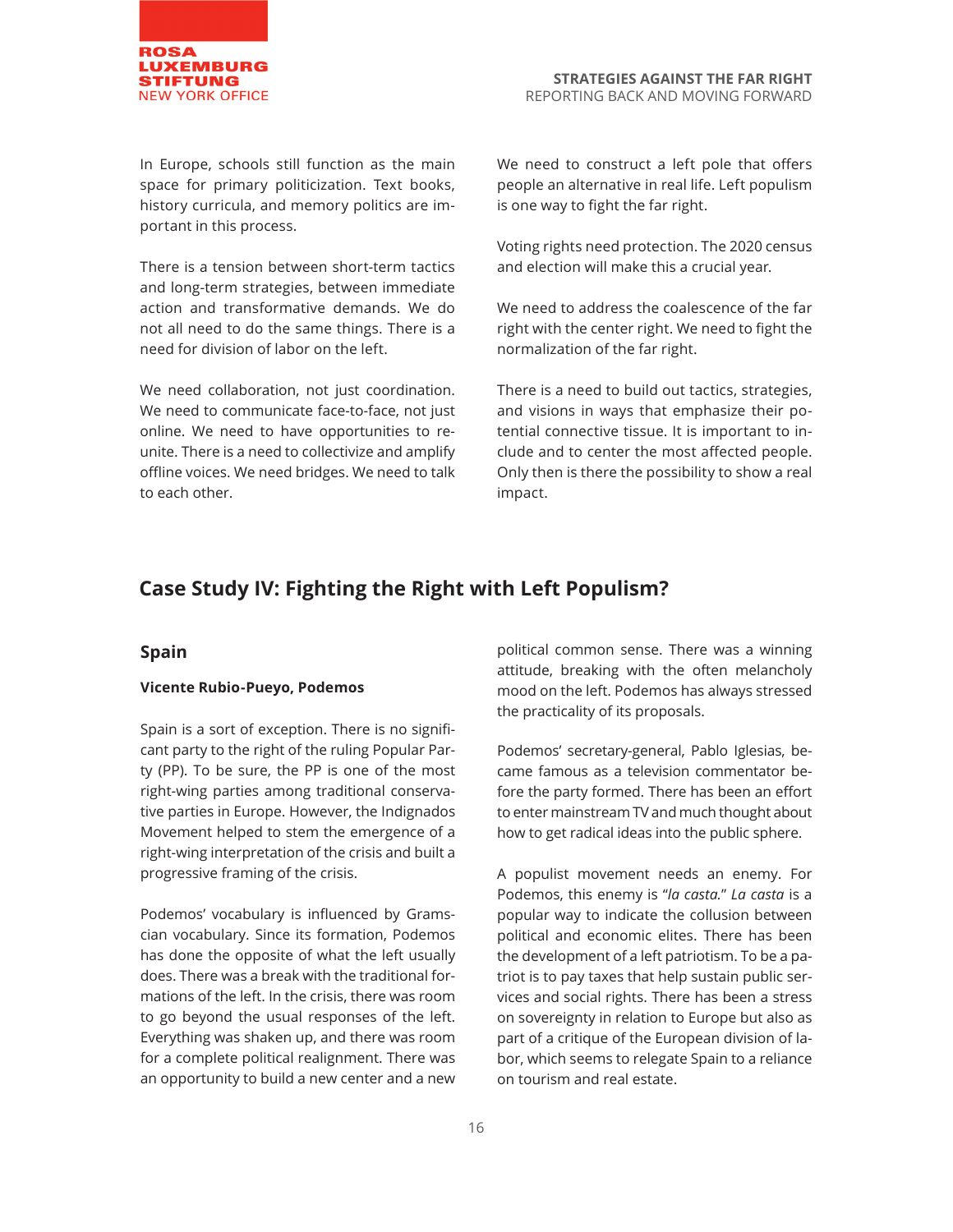In Europe, schools still function as the main space for primary politicization. Text books, history curricula, and memory politics are important in this process.

There is a tension between short-term tactics and long-term strategies, between immediate action and transformative demands. We do not all need to do the same things. There is a need for division of labor on the left.

We need collaboration, not just coordination. We need to communicate face-to-face, not just online. We need to have opportunities to reunite. There is a need to collectivize and amplify offline voices. We need bridges. We need to talk to each other.

We need to construct a left pole that offers people an alternative in real life. Left populism is one way to fight the far right.

Voting rights need protection. The 2020 census and election will make this a crucial year.

We need to address the coalescence of the far right with the center right. We need to fight the normalization of the far right.

There is a need to build out tactics, strategies, and visions in ways that emphasize their potential connective tissue. It is important to include and to center the most affected people. Only then is there the possibility to show a real impact.

## Case Study IV: Fighting the Right with Left Populism?

### Spain

**Vicente Rubio-Pueyo, Podemos**

Spain is a sort of exception. There is no significant party to the right of the ruling Popular Party (PP). To be sure, the PP is one of the most right-wing parties among traditional conservative parties in Europe. However, the Indignados Movement helped to stem the emergence of a right-wing interpretation of the crisis and built a progressive framing of the crisis.

Podemos' vocabulary is influenced by Gramscian vocabulary. Since its formation, Podemos has done the opposite of what the left usually does. There was a break with the traditional formations of the left. In the crisis, there was room to go beyond the usual responses of the left. Everything was shaken up, and there was room for a complete political realignment. There was an opportunity to build a new center and a new political common sense. There was a winning attitude, breaking with the often melancholy mood on the left. Podemos has always stressed the practicality of its proposals.

Podemos' secretary-general, Pablo Iglesias, became famous as a television commentator before the party formed. There has been an effort to enter mainstream TV and much thought about how to get radical ideas into the public sphere.

A populist movement needs an enemy. For Podemos, this enemy is "*la casta*." *La casta* is a popular way to indicate the collusion between political and economic elites. There has been the development of a left patriotism. To be a patriot is to pay taxes that help sustain public services and social rights. There has been a stress on sovereignty in relation to Europe but also as part of a critique of the European division of labor, which seems to relegate Spain to a reliance on tourism and real estate.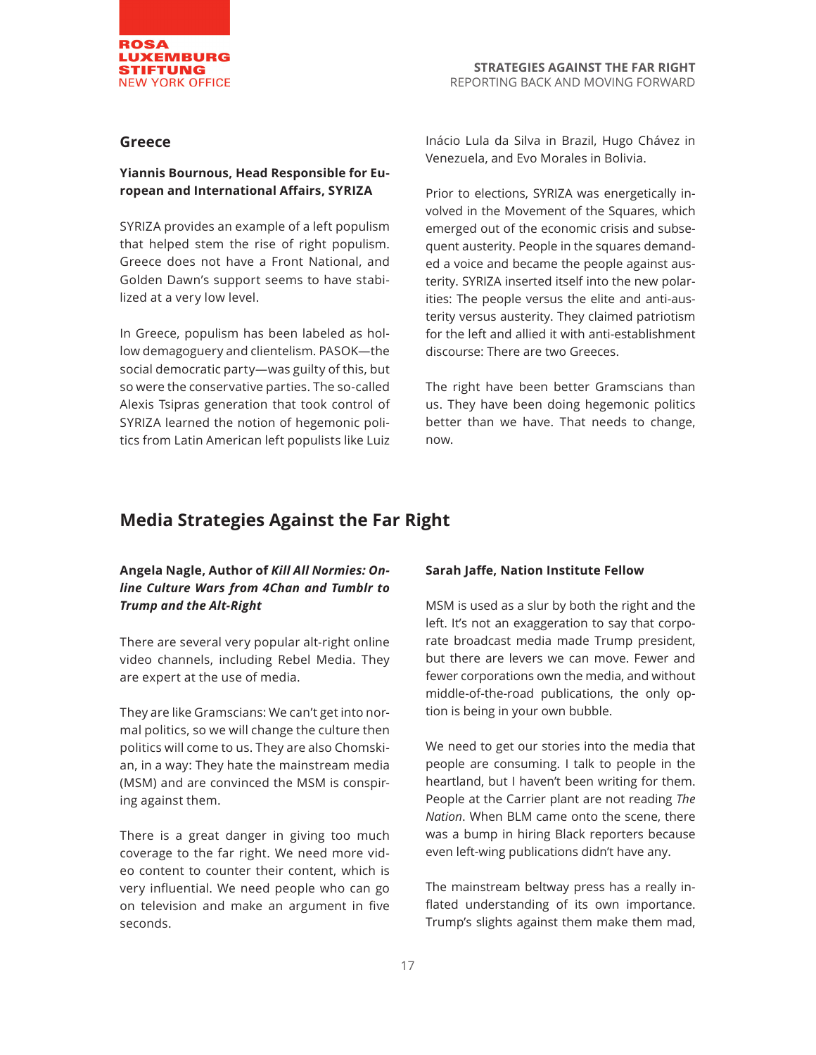## Greece

**Yiannis Bournous, Head Responsible for European and International Affairs, SYRIZA**

SYRIZA provides an example of a left populism that helped stem the rise of right populism. Greece does not have a Front National, and Golden Dawn's support seems to have stabilized at a very low level.

In Greece, populism has been labeled as hollow demagoguery and clientelism. PASOK—the social democratic party—was guilty of this, but so were the conservative parties. The so-called Alexis Tsipras generation that took control of SYRIZA learned the notion of hegemonic politics from Latin American left populists like Luiz Inácio Lula da Silva in Brazil, Hugo Chávez in Venezuela, and Evo Morales in Bolivia.

Prior to elections, SYRIZA was energetically involved in the Movement of the Squares, which emerged out of the economic crisis and subsequent austerity. People in the squares demanded a voice and became the people against austerity. SYRIZA inserted itself into the new polarities: The people versus the elite and anti-austerity versus austerity. They claimed patriotism for the left and allied it with anti-establishment discourse: There are two Greeces.

The right have been better Gramscians than us. They have been doing hegemonic politics better than we have. That needs to change, now.

# Media Strategies Against the Far Right

**Angela Nagle, Author of *Kill All Normies: Online Culture Wars from 4Chan and Tumblr to Trump and the Alt-Right***

There are several very popular alt-right online video channels, including Rebel Media. They are expert at the use of media.

They are like Gramscians: We can't get into normal politics, so we will change the culture then politics will come to us. They are also Chomskian, in a way: They hate the mainstream media (MSM) and are convinced the MSM is conspiring against them.

There is a great danger in giving too much coverage to the far right. We need more video content to counter their content, which is very influential. We need people who can go on television and make an argument in five seconds.

**Sarah Jaffe, Nation Institute Fellow**

MSM is used as a slur by both the right and the left. It's not an exaggeration to say that corporate broadcast media made Trump president, but there are levers we can move. Fewer and fewer corporations own the media, and without middle-of-the-road publications, the only option is being in your own bubble.

We need to get our stories into the media that people are consuming. I talk to people in the heartland, but I haven't been writing for them. People at the Carrier plant are not reading *The Nation*. When BLM came onto the scene, there was a bump in hiring Black reporters because even left-wing publications didn't have any.

The mainstream beltway press has a really inflated understanding of its own importance. Trump's slights against them make them mad,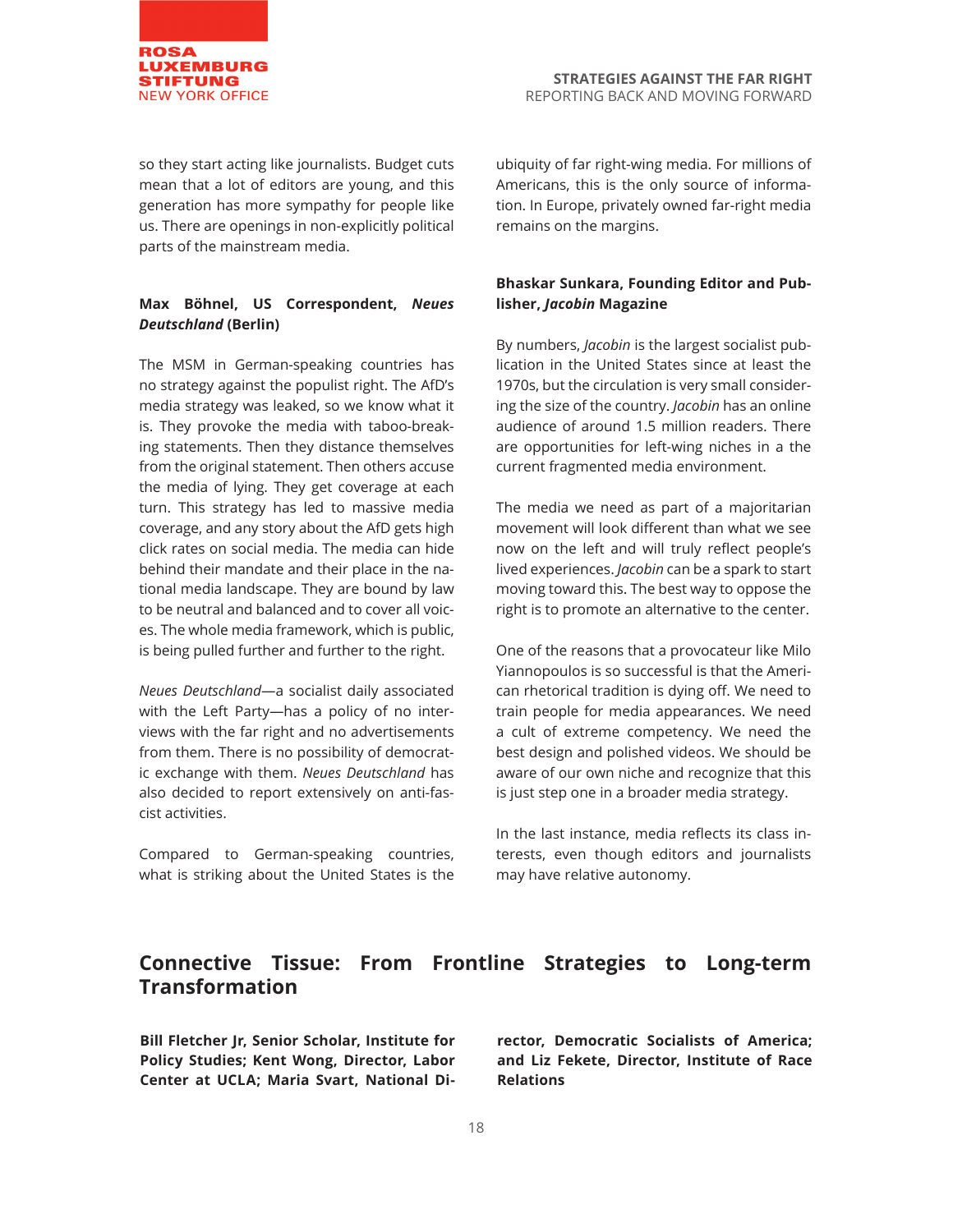so they start acting like journalists. Budget cuts mean that a lot of editors are young, and this generation has more sympathy for people like us. There are openings in non-explicitly political parts of the mainstream media.

**Max Böhnel, US Correspondent, *Neues Deutschland* (Berlin)**

The MSM in German-speaking countries has no strategy against the populist right. The AfD's media strategy was leaked, so we know what it is. They provoke the media with taboo-breaking statements. Then they distance themselves from the original statement. Then others accuse the media of lying. They get coverage at each turn. This strategy has led to massive media coverage, and any story about the AfD gets high click rates on social media. The media can hide behind their mandate and their place in the national media landscape. They are bound by law to be neutral and balanced and to cover all voices. The whole media framework, which is public, is being pulled further and further to the right.

*Neues Deutschland*—a socialist daily associated with the Left Party—has a policy of no interviews with the far right and no advertisements from them. There is no possibility of democratic exchange with them. *Neues Deutschland* has also decided to report extensively on anti-fascist activities.

Compared to German-speaking countries, what is striking about the United States is the ubiquity of far right-wing media. For millions of Americans, this is the only source of information. In Europe, privately owned far-right media remains on the margins.

**Bhaskar Sunkara, Founding Editor and Publisher, *Jacobin* Magazine**

By numbers, *Jacobin* is the largest socialist publication in the United States since at least the 1970s, but the circulation is very small considering the size of the country. *Jacobin* has an online audience of around 1.5 million readers. There are opportunities for left-wing niches in a the current fragmented media environment.

The media we need as part of a majoritarian movement will look different than what we see now on the left and will truly reflect people's lived experiences. *Jacobin* can be a spark to start moving toward this. The best way to oppose the right is to promote an alternative to the center.

One of the reasons that a provocateur like Milo Yiannopoulos is so successful is that the American rhetorical tradition is dying off. We need to train people for media appearances. We need a cult of extreme competency. We need the best design and polished videos. We should be aware of our own niche and recognize that this is just step one in a broader media strategy.

In the last instance, media reflects its class interests, even though editors and journalists may have relative autonomy.

## Connective Tissue: From Frontline Strategies to Long-term Transformation

**Bill Fletcher Jr, Senior Scholar, Institute for Policy Studies; Kent Wong, Director, Labor Center at UCLA; Maria Svart, National Director, Democratic Socialists of America; and Liz Fekete, Director, Institute of Race Relations**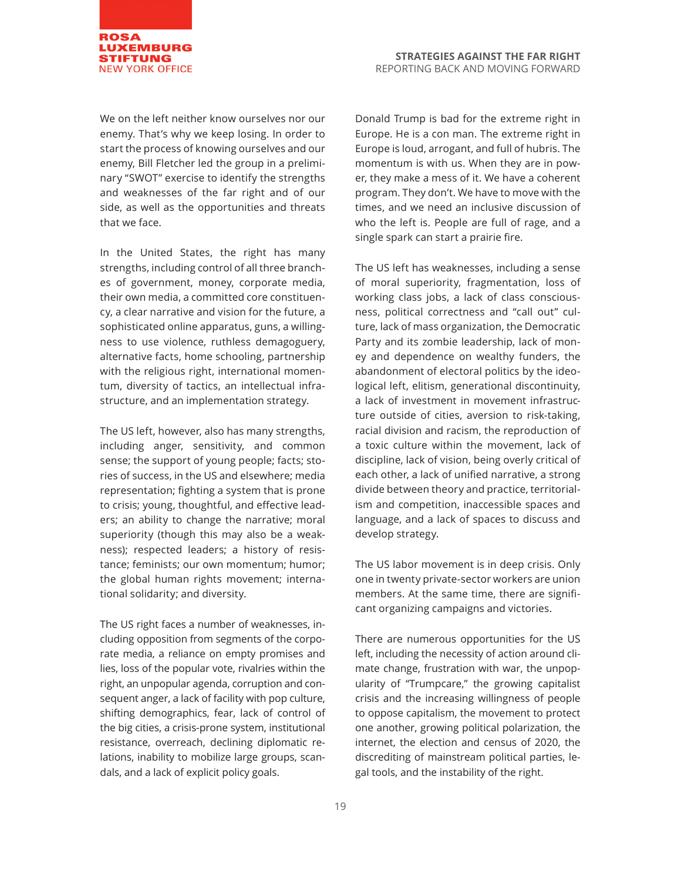We on the left neither know ourselves nor our enemy. That's why we keep losing. In order to start the process of knowing ourselves and our enemy, Bill Fletcher led the group in a preliminary "SWOT" exercise to identify the strengths and weaknesses of the far right and of our side, as well as the opportunities and threats that we face.

In the United States, the right has many strengths, including control of all three branches of government, money, corporate media, their own media, a committed core constituency, a clear narrative and vision for the future, a sophisticated online apparatus, guns, a willingness to use violence, ruthless demagoguery, alternative facts, home schooling, partnership with the religious right, international momentum, diversity of tactics, an intellectual infrastructure, and an implementation strategy.

The US left, however, also has many strengths, including anger, sensitivity, and common sense; the support of young people; facts; stories of success, in the US and elsewhere; media representation; fighting a system that is prone to crisis; young, thoughtful, and effective leaders; an ability to change the narrative; moral superiority (though this may also be a weakness); respected leaders; a history of resistance; feminists; our own momentum; humor; the global human rights movement; international solidarity; and diversity.

The US right faces a number of weaknesses, including opposition from segments of the corporate media, a reliance on empty promises and lies, loss of the popular vote, rivalries within the right, an unpopular agenda, corruption and consequent anger, a lack of facility with pop culture, shifting demographics, fear, lack of control of the big cities, a crisis-prone system, institutional resistance, overreach, declining diplomatic relations, inability to mobilize large groups, scandals, and a lack of explicit policy goals.

Donald Trump is bad for the extreme right in Europe. He is a con man. The extreme right in Europe is loud, arrogant, and full of hubris. The momentum is with us. When they are in power, they make a mess of it. We have a coherent program. They don't. We have to move with the times, and we need an inclusive discussion of who the left is. People are full of rage, and a single spark can start a prairie fire.

The US left has weaknesses, including a sense of moral superiority, fragmentation, loss of working class jobs, a lack of class consciousness, political correctness and "call out" culture, lack of mass organization, the Democratic Party and its zombie leadership, lack of money and dependence on wealthy funders, the abandonment of electoral politics by the ideological left, elitism, generational discontinuity, a lack of investment in movement infrastructure outside of cities, aversion to risk-taking, racial division and racism, the reproduction of a toxic culture within the movement, lack of discipline, lack of vision, being overly critical of each other, a lack of unified narrative, a strong divide between theory and practice, territorialism and competition, inaccessible spaces and language, and a lack of spaces to discuss and develop strategy.

The US labor movement is in deep crisis. Only one in twenty private-sector workers are union members. At the same time, there are significant organizing campaigns and victories.

There are numerous opportunities for the US left, including the necessity of action around climate change, frustration with war, the unpopularity of "Trumpcare," the growing capitalist crisis and the increasing willingness of people to oppose capitalism, the movement to protect one another, growing political polarization, the internet, the election and census of 2020, the discrediting of mainstream political parties, legal tools, and the instability of the right.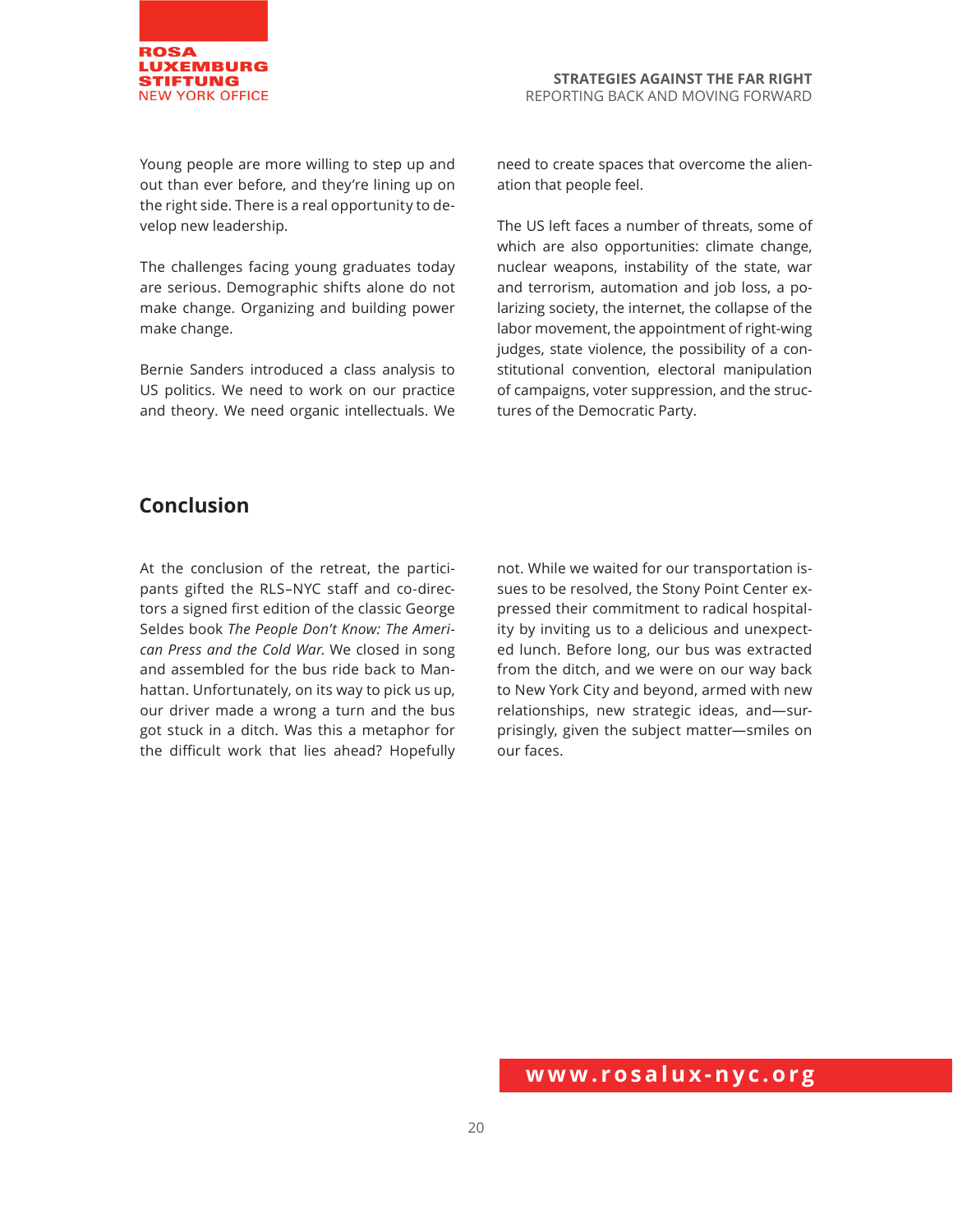Young people are more willing to step up and out than ever before, and they're lining up on the right side. There is a real opportunity to develop new leadership.

The challenges facing young graduates today are serious. Demographic shifts alone do not make change. Organizing and building power make change.

Bernie Sanders introduced a class analysis to US politics. We need to work on our practice and theory. We need organic intellectuals. We need to create spaces that overcome the alienation that people feel.

The US left faces a number of threats, some of which are also opportunities: climate change, nuclear weapons, instability of the state, war and terrorism, automation and job loss, a polarizing society, the internet, the collapse of the labor movement, the appointment of right-wing judges, state violence, the possibility of a constitutional convention, electoral manipulation of campaigns, voter suppression, and the structures of the Democratic Party.

## Conclusion

At the conclusion of the retreat, the participants gifted the RLS–NYC staff and co-directors a signed first edition of the classic George Seldes book *The People Don't Know: The American Press and the Cold War*. We closed in song and assembled for the bus ride back to Manhattan. Unfortunately, on its way to pick us up, our driver made a wrong a turn and the bus got stuck in a ditch. Was this a metaphor for the difficult work that lies ahead? Hopefully not. While we waited for our transportation issues to be resolved, the Stony Point Center expressed their commitment to radical hospitality by inviting us to a delicious and unexpected lunch. Before long, our bus was extracted from the ditch, and we were on our way back to New York City and beyond, armed with new relationships, new strategic ideas, and—surprisingly, given the subject matter—smiles on our faces.

www.rosalux-nyc.org